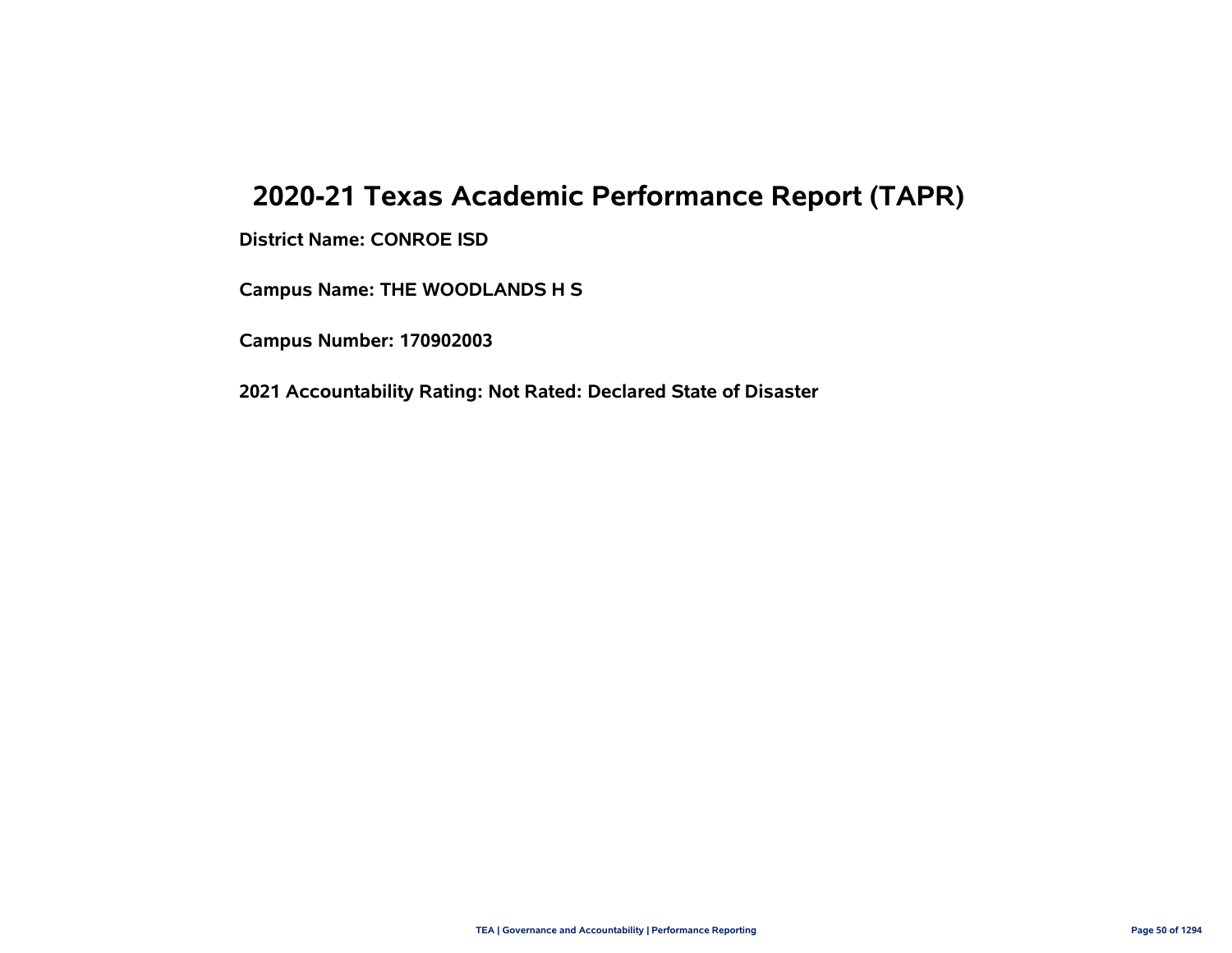# 2020-21 Texas Academic Performance Report (TAPR)

**District Name: CONROE ISD**

**Campus Name: THE WOODLANDS H S**

**Campus Number: 170902003**

**2021 Accountability Rating: Not Rated: Declared State of Disaster**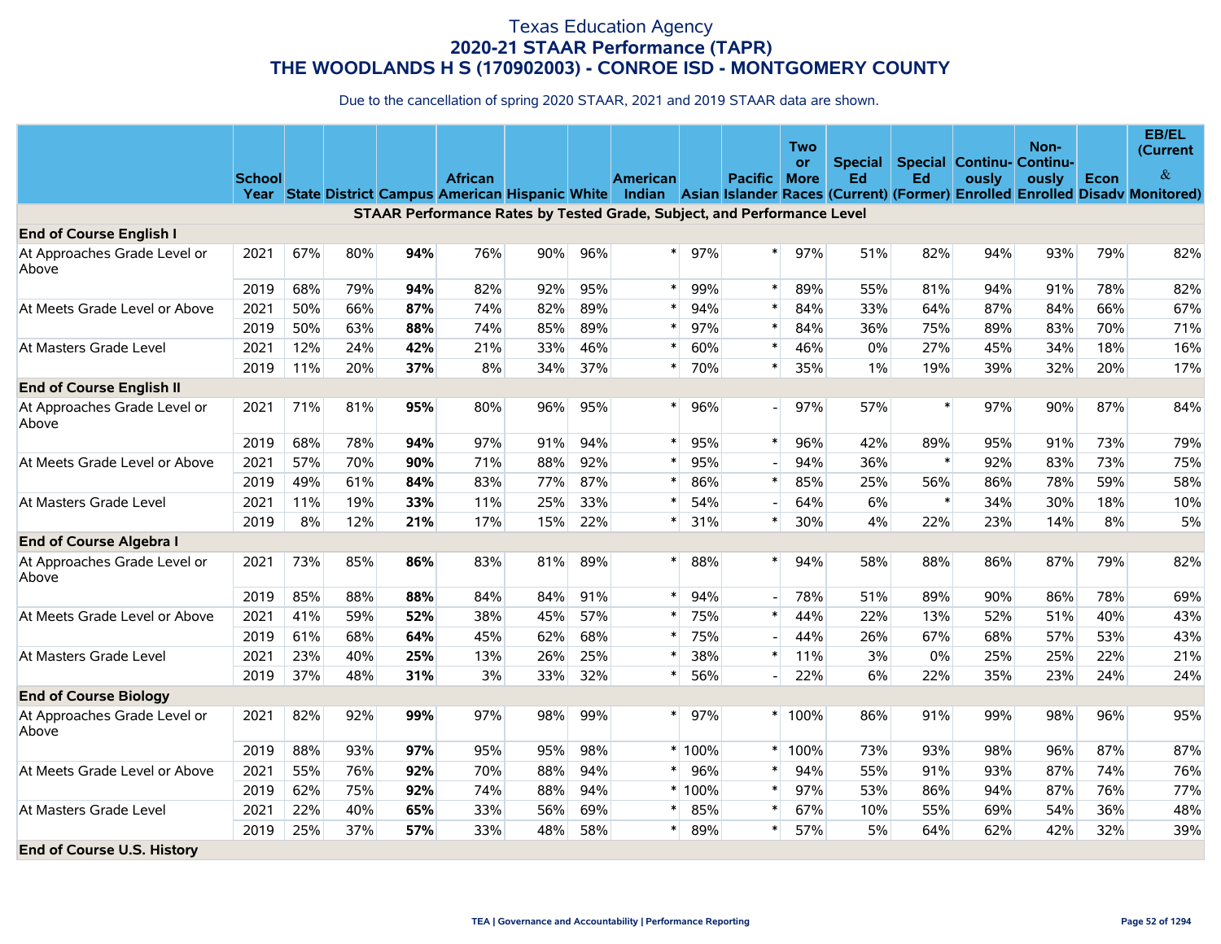# Texas Education Agency
## 2020-21 STAAR Performance (TAPR)
## THE WOODLANDS H S (170902003) - CONROE ISD - MONTGOMERY COUNTY

Due to the cancellation of spring 2020 STAAR, 2021 and 2019 STAAR data are shown.

| | School Year | State | District | Campus | African American | Hispanic | White | American Indian | Asian | Pacific Islander | Two or More Races | Special Ed (Current) | Special Ed (Former) | Continuously Enrolled | Non-Continuously Enrolled | Econ Disadv | EB/EL (Current & Monitored) |
|---|---|---|---|---|---|---|---|---|---|---|---|---|---|---|---|---|---|
| **STAAR Performance Rates by Tested Grade, Subject, and Performance Level** | | | | | | | | | | | | | | | | | |
| **End of Course English I** | | | | | | | | | | | | | | | | | |
| At Approaches Grade Level or Above | 2021 | 67% | 80% | **94%** | 76% | 90% | 96% | * | 97% | * | 97% | 51% | 82% | 94% | 93% | 79% | 82% |
| | 2019 | 68% | 79% | **94%** | 82% | 92% | 95% | * | 99% | * | 89% | 55% | 81% | 94% | 91% | 78% | 82% |
| At Meets Grade Level or Above | 2021 | 50% | 66% | **87%** | 74% | 82% | 89% | * | 94% | * | 84% | 33% | 64% | 87% | 84% | 66% | 67% |
| | 2019 | 50% | 63% | **88%** | 74% | 85% | 89% | * | 97% | * | 84% | 36% | 75% | 89% | 83% | 70% | 71% |
| At Masters Grade Level | 2021 | 12% | 24% | **42%** | 21% | 33% | 46% | * | 60% | * | 46% | 0% | 27% | 45% | 34% | 18% | 16% |
| | 2019 | 11% | 20% | **37%** | 8% | 34% | 37% | * | 70% | * | 35% | 1% | 19% | 39% | 32% | 20% | 17% |
| **End of Course English II** | | | | | | | | | | | | | | | | | |
| At Approaches Grade Level or Above | 2021 | 71% | 81% | **95%** | 80% | 96% | 95% | * | 96% | - | 97% | 57% | * | 97% | 90% | 87% | 84% |
| | 2019 | 68% | 78% | **94%** | 97% | 91% | 94% | * | 95% | * | 96% | 42% | 89% | 95% | 91% | 73% | 79% |
| At Meets Grade Level or Above | 2021 | 57% | 70% | **90%** | 71% | 88% | 92% | * | 95% | - | 94% | 36% | * | 92% | 83% | 73% | 75% |
| | 2019 | 49% | 61% | **84%** | 83% | 77% | 87% | * | 86% | * | 85% | 25% | 56% | 86% | 78% | 59% | 58% |
| At Masters Grade Level | 2021 | 11% | 19% | **33%** | 11% | 25% | 33% | * | 54% | - | 64% | 6% | * | 34% | 30% | 18% | 10% |
| | 2019 | 8% | 12% | **21%** | 17% | 15% | 22% | * | 31% | * | 30% | 4% | 22% | 23% | 14% | 8% | 5% |
| **End of Course Algebra I** | | | | | | | | | | | | | | | | | |
| At Approaches Grade Level or Above | 2021 | 73% | 85% | **86%** | 83% | 81% | 89% | * | 88% | * | 94% | 58% | 88% | 86% | 87% | 79% | 82% |
| | 2019 | 85% | 88% | **88%** | 84% | 84% | 91% | * | 94% | - | 78% | 51% | 89% | 90% | 86% | 78% | 69% |
| At Meets Grade Level or Above | 2021 | 41% | 59% | **52%** | 38% | 45% | 57% | * | 75% | * | 44% | 22% | 13% | 52% | 51% | 40% | 43% |
| | 2019 | 61% | 68% | **64%** | 45% | 62% | 68% | * | 75% | - | 44% | 26% | 67% | 68% | 57% | 53% | 43% |
| At Masters Grade Level | 2021 | 23% | 40% | **25%** | 13% | 26% | 25% | * | 38% | * | 11% | 3% | 0% | 25% | 25% | 22% | 21% |
| | 2019 | 37% | 48% | **31%** | 3% | 33% | 32% | * | 56% | - | 22% | 6% | 22% | 35% | 23% | 24% | 24% |
| **End of Course Biology** | | | | | | | | | | | | | | | | | |
| At Approaches Grade Level or Above | 2021 | 82% | 92% | **99%** | 97% | 98% | 99% | * | 97% | * | 100% | 86% | 91% | 99% | 98% | 96% | 95% |
| | 2019 | 88% | 93% | **97%** | 95% | 95% | 98% | * | 100% | * | 100% | 73% | 93% | 98% | 96% | 87% | 87% |
| At Meets Grade Level or Above | 2021 | 55% | 76% | **92%** | 70% | 88% | 94% | * | 96% | * | 94% | 55% | 91% | 93% | 87% | 74% | 76% |
| | 2019 | 62% | 75% | **92%** | 74% | 88% | 94% | * | 100% | * | 97% | 53% | 86% | 94% | 87% | 76% | 77% |
| At Masters Grade Level | 2021 | 22% | 40% | **65%** | 33% | 56% | 69% | * | 85% | * | 67% | 10% | 55% | 69% | 54% | 36% | 48% |
| | 2019 | 25% | 37% | **57%** | 33% | 48% | 58% | * | 89% | * | 57% | 5% | 64% | 62% | 42% | 32% | 39% |
| **End of Course U.S. History** | | | | | | | | | | | | | | | | | |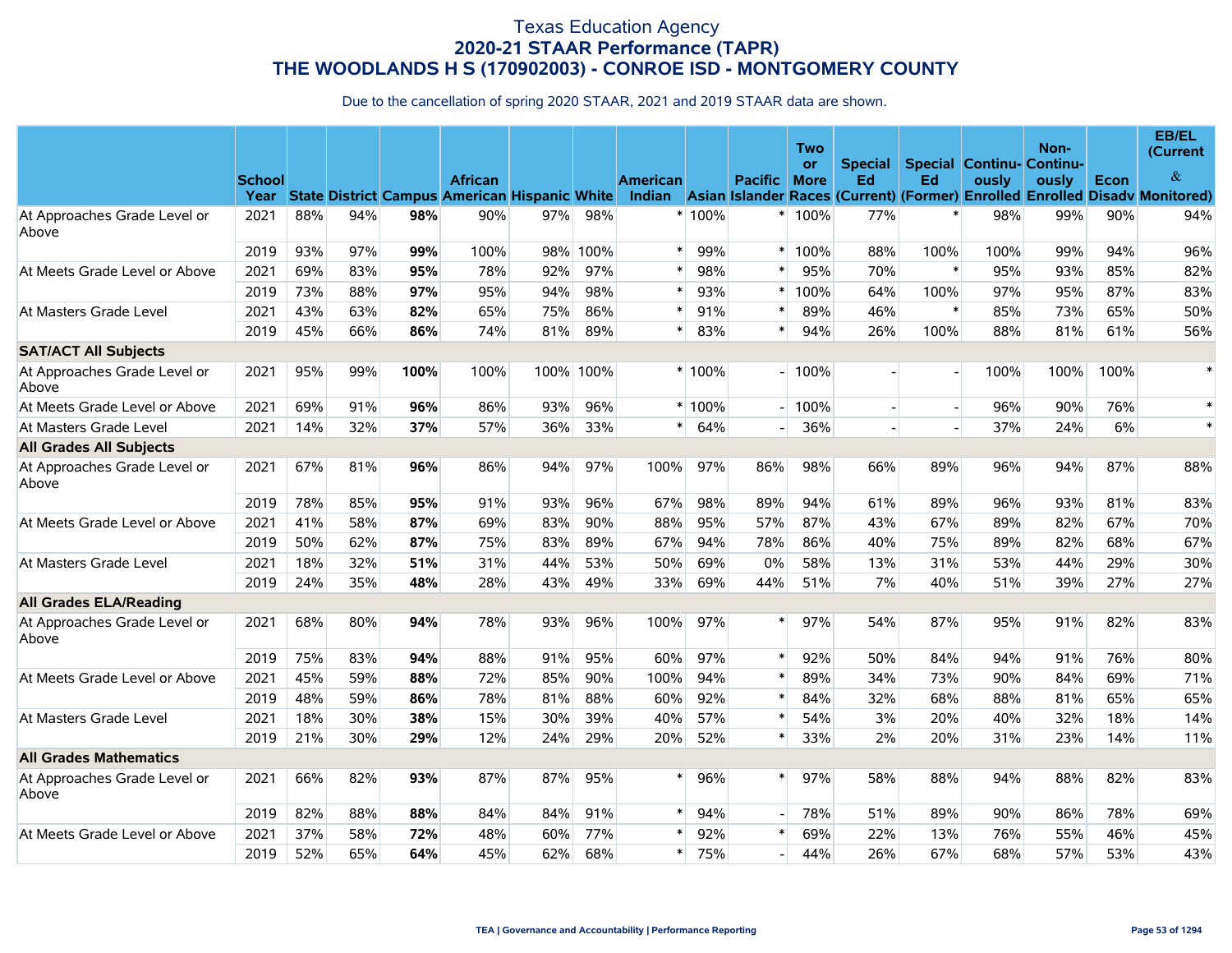Texas Education Agency
**2020-21 STAAR Performance (TAPR)**
**THE WOODLANDS H S (170902003) - CONROE ISD - MONTGOMERY COUNTY**

Due to the cancellation of spring 2020 STAAR, 2021 and 2019 STAAR data are shown.

| | School Year | State | District | Campus | African American | Hispanic | White | American Indian | Asian | Pacific Islander | Two or More Races | Special Ed (Current) | Special Ed (Former) | Continuously Enrolled | Non-Continuously Enrolled | Econ Disadv | EB/EL (Current & Monitored) |
|---|---|---|---|---|---|---|---|---|---|---|---|---|---|---|---|---|---|
| At Approaches Grade Level or Above | 2021 | 88% | 94% | **98%** | 90% | 97% | 98% | * | 100% | * | 100% | 77% | * | 98% | 99% | 90% | 94% |
| | 2019 | 93% | 97% | **99%** | 100% | 98% | 100% | * | 99% | * | 100% | 88% | 100% | 100% | 99% | 94% | 96% |
| At Meets Grade Level or Above | 2021 | 69% | 83% | **95%** | 78% | 92% | 97% | * | 98% | * | 95% | 70% | * | 95% | 93% | 85% | 82% |
| | 2019 | 73% | 88% | **97%** | 95% | 94% | 98% | * | 93% | * | 100% | 64% | 100% | 97% | 95% | 87% | 83% |
| At Masters Grade Level | 2021 | 43% | 63% | **82%** | 65% | 75% | 86% | * | 91% | * | 89% | 46% | * | 85% | 73% | 65% | 50% |
| | 2019 | 45% | 66% | **86%** | 74% | 81% | 89% | * | 83% | * | 94% | 26% | 100% | 88% | 81% | 61% | 56% |
| **SAT/ACT All Subjects** | | | | | | | | | | | | | | | | | |
| At Approaches Grade Level or Above | 2021 | 95% | 99% | **100%** | 100% | 100% | 100% | * | 100% | - | 100% | - | - | 100% | 100% | 100% | * |
| At Meets Grade Level or Above | 2021 | 69% | 91% | **96%** | 86% | 93% | 96% | * | 100% | - | 100% | - | - | 96% | 90% | 76% | * |
| At Masters Grade Level | 2021 | 14% | 32% | **37%** | 57% | 36% | 33% | * | 64% | - | 36% | - | - | 37% | 24% | 6% | * |
| **All Grades All Subjects** | | | | | | | | | | | | | | | | | |
| At Approaches Grade Level or Above | 2021 | 67% | 81% | **96%** | 86% | 94% | 97% | 100% | 97% | 86% | 98% | 66% | 89% | 96% | 94% | 87% | 88% |
| | 2019 | 78% | 85% | **95%** | 91% | 93% | 96% | 67% | 98% | 89% | 94% | 61% | 89% | 96% | 93% | 81% | 83% |
| At Meets Grade Level or Above | 2021 | 41% | 58% | **87%** | 69% | 83% | 90% | 88% | 95% | 57% | 87% | 43% | 67% | 89% | 82% | 67% | 70% |
| | 2019 | 50% | 62% | **87%** | 75% | 83% | 89% | 67% | 94% | 78% | 86% | 40% | 75% | 89% | 82% | 68% | 67% |
| At Masters Grade Level | 2021 | 18% | 32% | **51%** | 31% | 44% | 53% | 50% | 69% | 0% | 58% | 13% | 31% | 53% | 44% | 29% | 30% |
| | 2019 | 24% | 35% | **48%** | 28% | 43% | 49% | 33% | 69% | 44% | 51% | 7% | 40% | 51% | 39% | 27% | 27% |
| **All Grades ELA/Reading** | | | | | | | | | | | | | | | | | |
| At Approaches Grade Level or Above | 2021 | 68% | 80% | **94%** | 78% | 93% | 96% | 100% | 97% | * | 97% | 54% | 87% | 95% | 91% | 82% | 83% |
| | 2019 | 75% | 83% | **94%** | 88% | 91% | 95% | 60% | 97% | * | 92% | 50% | 84% | 94% | 91% | 76% | 80% |
| At Meets Grade Level or Above | 2021 | 45% | 59% | **88%** | 72% | 85% | 90% | 100% | 94% | * | 89% | 34% | 73% | 90% | 84% | 69% | 71% |
| | 2019 | 48% | 59% | **86%** | 78% | 81% | 88% | 60% | 92% | * | 84% | 32% | 68% | 88% | 81% | 65% | 65% |
| At Masters Grade Level | 2021 | 18% | 30% | **38%** | 15% | 30% | 39% | 40% | 57% | * | 54% | 3% | 20% | 40% | 32% | 18% | 14% |
| | 2019 | 21% | 30% | **29%** | 12% | 24% | 29% | 20% | 52% | * | 33% | 2% | 20% | 31% | 23% | 14% | 11% |
| **All Grades Mathematics** | | | | | | | | | | | | | | | | | |
| At Approaches Grade Level or Above | 2021 | 66% | 82% | **93%** | 87% | 87% | 95% | * | 96% | * | 97% | 58% | 88% | 94% | 88% | 82% | 83% |
| | 2019 | 82% | 88% | **88%** | 84% | 84% | 91% | * | 94% | - | 78% | 51% | 89% | 90% | 86% | 78% | 69% |
| At Meets Grade Level or Above | 2021 | 37% | 58% | **72%** | 48% | 60% | 77% | * | 92% | * | 69% | 22% | 13% | 76% | 55% | 46% | 45% |
| | 2019 | 52% | 65% | **64%** | 45% | 62% | 68% | * | 75% | - | 44% | 26% | 67% | 68% | 57% | 53% | 43% |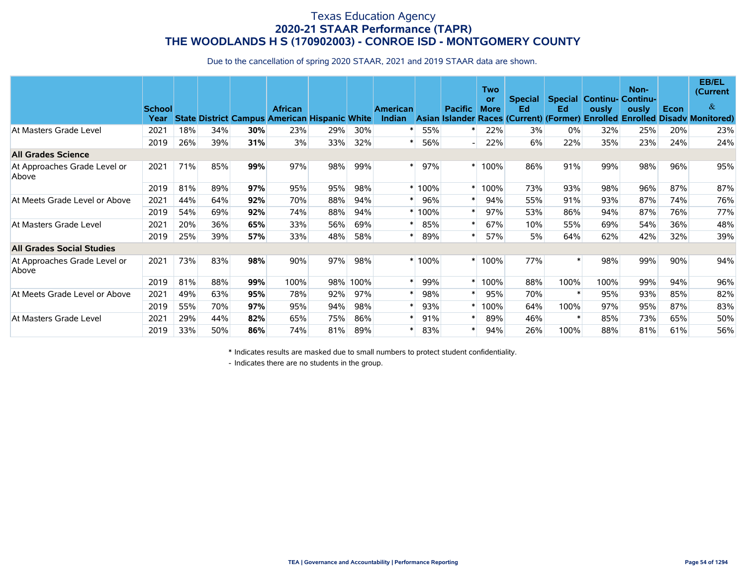# Texas Education Agency
## 2020-21 STAAR Performance (TAPR)
## THE WOODLANDS H S (170902003) - CONROE ISD - MONTGOMERY COUNTY

Due to the cancellation of spring 2020 STAAR, 2021 and 2019 STAAR data are shown.

| | School Year | State | District | Campus | African American | Hispanic | White | American Indian | Asian | Pacific Islander | Two or More Races | Special Ed (Current) | Special Ed (Former) | Continuously Enrolled | Non-Continuously Enrolled | Econ Disadv | EB/EL (Current & Monitored) |
|---|---|---|---|---|---|---|---|---|---|---|---|---|---|---|---|---|---|
| At Masters Grade Level | 2021 | 18% | 34% | **30%** | 23% | 29% | 30% | * | 55% | * | 22% | 3% | 0% | 32% | 25% | 20% | 23% |
| | 2019 | 26% | 39% | **31%** | 3% | 33% | 32% | * | 56% | - | 22% | 6% | 22% | 35% | 23% | 24% | 24% |
| **All Grades Science** | | | | | | | | | | | | | | | | | |
| At Approaches Grade Level or Above | 2021 | 71% | 85% | **99%** | 97% | 98% | 99% | * | 97% | * | 100% | 86% | 91% | 99% | 98% | 96% | 95% |
| | 2019 | 81% | 89% | **97%** | 95% | 95% | 98% | * | 100% | * | 100% | 73% | 93% | 98% | 96% | 87% | 87% |
| At Meets Grade Level or Above | 2021 | 44% | 64% | **92%** | 70% | 88% | 94% | * | 96% | * | 94% | 55% | 91% | 93% | 87% | 74% | 76% |
| | 2019 | 54% | 69% | **92%** | 74% | 88% | 94% | * | 100% | * | 97% | 53% | 86% | 94% | 87% | 76% | 77% |
| At Masters Grade Level | 2021 | 20% | 36% | **65%** | 33% | 56% | 69% | * | 85% | * | 67% | 10% | 55% | 69% | 54% | 36% | 48% |
| | 2019 | 25% | 39% | **57%** | 33% | 48% | 58% | * | 89% | * | 57% | 5% | 64% | 62% | 42% | 32% | 39% |
| **All Grades Social Studies** | | | | | | | | | | | | | | | | | |
| At Approaches Grade Level or Above | 2021 | 73% | 83% | **98%** | 90% | 97% | 98% | * | 100% | * | 100% | 77% | * | 98% | 99% | 90% | 94% |
| | 2019 | 81% | 88% | **99%** | 100% | 98% | 100% | * | 99% | * | 100% | 88% | 100% | 100% | 99% | 94% | 96% |
| At Meets Grade Level or Above | 2021 | 49% | 63% | **95%** | 78% | 92% | 97% | * | 98% | * | 95% | 70% | * | 95% | 93% | 85% | 82% |
| | 2019 | 55% | 70% | **97%** | 95% | 94% | 98% | * | 93% | * | 100% | 64% | 100% | 97% | 95% | 87% | 83% |
| At Masters Grade Level | 2021 | 29% | 44% | **82%** | 65% | 75% | 86% | * | 91% | * | 89% | 46% | * | 85% | 73% | 65% | 50% |
| | 2019 | 33% | 50% | **86%** | 74% | 81% | 89% | * | 83% | * | 94% | 26% | 100% | 88% | 81% | 61% | 56% |

\* Indicates results are masked due to small numbers to protect student confidentiality.

\- Indicates there are no students in the group.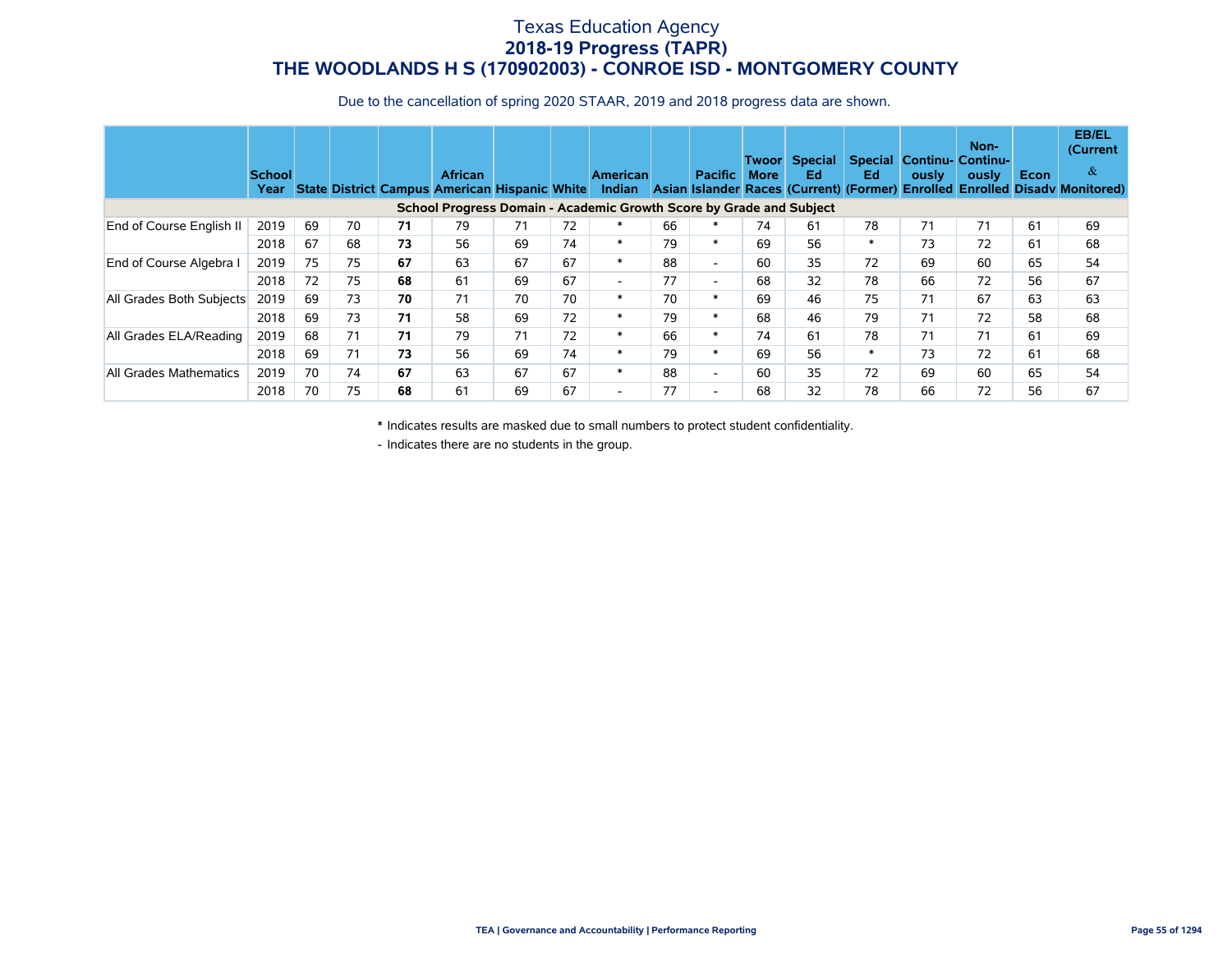# Texas Education Agency
## 2018-19 Progress (TAPR)
## THE WOODLANDS H S (170902003) - CONROE ISD - MONTGOMERY COUNTY

Due to the cancellation of spring 2020 STAAR, 2019 and 2018 progress data are shown.

| | School Year | State | District | Campus | African American | Hispanic | White | American Indian | Asian | Pacific Islander | Two or More Races | Special Ed (Current) | Special Ed (Former) | Continuously Enrolled | Non-Continuously Enrolled | Econ Disadv | EB/EL (Current & Monitored) |
|---|---|---|---|---|---|---|---|---|---|---|---|---|---|---|---|---|---|
| **School Progress Domain - Academic Growth Score by Grade and Subject** | | | | | | | | | | | | | | | | | |
| End of Course English II | 2019 | 69 | 70 | **71** | 79 | 71 | 72 | * | 66 | * | 74 | 61 | 78 | 71 | 71 | 61 | 69 |
| | 2018 | 67 | 68 | **73** | 56 | 69 | 74 | * | 79 | * | 69 | 56 | * | 73 | 72 | 61 | 68 |
| End of Course Algebra I | 2019 | 75 | 75 | **67** | 63 | 67 | 67 | * | 88 | - | 60 | 35 | 72 | 69 | 60 | 65 | 54 |
| | 2018 | 72 | 75 | **68** | 61 | 69 | 67 | - | 77 | - | 68 | 32 | 78 | 66 | 72 | 56 | 67 |
| All Grades Both Subjects | 2019 | 69 | 73 | **70** | 71 | 70 | 70 | * | 70 | * | 69 | 46 | 75 | 71 | 67 | 63 | 63 |
| | 2018 | 69 | 73 | **71** | 58 | 69 | 72 | * | 79 | * | 68 | 46 | 79 | 71 | 72 | 58 | 68 |
| All Grades ELA/Reading | 2019 | 68 | 71 | **71** | 79 | 71 | 72 | * | 66 | * | 74 | 61 | 78 | 71 | 71 | 61 | 69 |
| | 2018 | 69 | 71 | **73** | 56 | 69 | 74 | * | 79 | * | 69 | 56 | * | 73 | 72 | 61 | 68 |
| All Grades Mathematics | 2019 | 70 | 74 | **67** | 63 | 67 | 67 | * | 88 | - | 60 | 35 | 72 | 69 | 60 | 65 | 54 |
| | 2018 | 70 | 75 | **68** | 61 | 69 | 67 | - | 77 | - | 68 | 32 | 78 | 66 | 72 | 56 | 67 |

\* Indicates results are masked due to small numbers to protect student confidentiality.

\- Indicates there are no students in the group.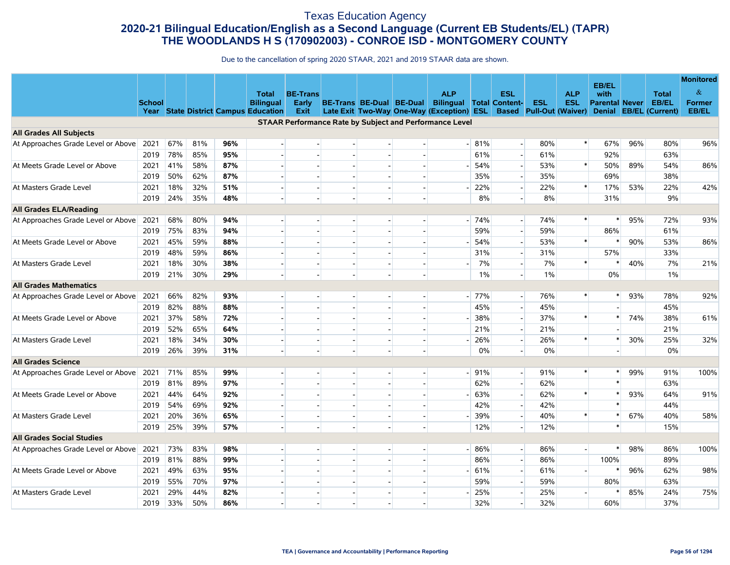# Texas Education Agency

## 2020-21 Bilingual Education/English as a Second Language (Current EB Students/EL) (TAPR)

## THE WOODLANDS H S (170902003) - CONROE ISD - MONTGOMERY COUNTY

Due to the cancellation of spring 2020 STAAR, 2021 and 2019 STAAR data are shown.

| | School Year | State | District | Campus | Total Bilingual Education | BE-Trans Early Exit | BE-Trans Late Exit | BE-Dual Two-Way | BE-Dual One-Way | ALP Bilingual (Exception) | Total ESL | ESL Content-Based | ESL Pull-Out | ALP ESL (Waiver) | EB/EL with Parental Denial | Never EB/EL | Total EB/EL (Current) | Monitored & Former EB/EL |
|---|---|---|---|---|---|---|---|---|---|---|---|---|---|---|---|---|---|---|
| **STAAR Performance Rate by Subject and Performance Level** | | | | | | | | | | | | | | | | | | |
| **All Grades All Subjects** | | | | | | | | | | | | | | | | | | |
| At Approaches Grade Level or Above | 2021 | 67% | 81% | **96%** | - | - | - | - | - | - | 81% | - | 80% | * | 67% | 96% | 80% | 96% |
| | 2019 | 78% | 85% | **95%** | - | - | - | - | - | | 61% | - | 61% | | 92% | | 63% | |
| At Meets Grade Level or Above | 2021 | 41% | 58% | **87%** | - | - | - | - | - | - | 54% | - | 53% | * | 50% | 89% | 54% | 86% |
| | 2019 | 50% | 62% | **87%** | - | - | - | - | - | | 35% | - | 35% | | 69% | | 38% | |
| At Masters Grade Level | 2021 | 18% | 32% | **51%** | - | - | - | - | - | - | 22% | - | 22% | * | 17% | 53% | 22% | 42% |
| | 2019 | 24% | 35% | **48%** | - | - | - | - | - | | 8% | - | 8% | | 31% | | 9% | |
| **All Grades ELA/Reading** | | | | | | | | | | | | | | | | | | |
| At Approaches Grade Level or Above | 2021 | 68% | 80% | **94%** | - | - | - | - | - | - | 74% | - | 74% | * | * | 95% | 72% | 93% |
| | 2019 | 75% | 83% | **94%** | - | - | - | - | - | | 59% | - | 59% | | 86% | | 61% | |
| At Meets Grade Level or Above | 2021 | 45% | 59% | **88%** | - | - | - | - | - | - | 54% | - | 53% | * | * | 90% | 53% | 86% |
| | 2019 | 48% | 59% | **86%** | - | - | - | - | - | | 31% | - | 31% | | 57% | | 33% | |
| At Masters Grade Level | 2021 | 18% | 30% | **38%** | - | - | - | - | - | - | 7% | - | 7% | * | * | 40% | 7% | 21% |
| | 2019 | 21% | 30% | **29%** | - | - | - | - | - | | 1% | - | 1% | | 0% | | 1% | |
| **All Grades Mathematics** | | | | | | | | | | | | | | | | | | |
| At Approaches Grade Level or Above | 2021 | 66% | 82% | **93%** | - | - | - | - | - | - | 77% | - | 76% | * | * | 93% | 78% | 92% |
| | 2019 | 82% | 88% | **88%** | - | - | - | - | - | | 45% | - | 45% | | - | | 45% | |
| At Meets Grade Level or Above | 2021 | 37% | 58% | **72%** | - | - | - | - | - | - | 38% | - | 37% | * | * | 74% | 38% | 61% |
| | 2019 | 52% | 65% | **64%** | - | - | - | - | - | | 21% | - | 21% | | - | | 21% | |
| At Masters Grade Level | 2021 | 18% | 34% | **30%** | - | - | - | - | - | - | 26% | - | 26% | * | * | 30% | 25% | 32% |
| | 2019 | 26% | 39% | **31%** | - | - | - | - | - | | 0% | - | 0% | | - | | 0% | |
| **All Grades Science** | | | | | | | | | | | | | | | | | | |
| At Approaches Grade Level or Above | 2021 | 71% | 85% | **99%** | - | - | - | - | - | - | 91% | - | 91% | * | * | 99% | 91% | 100% |
| | 2019 | 81% | 89% | **97%** | - | - | - | - | - | | 62% | - | 62% | | * | | 63% | |
| At Meets Grade Level or Above | 2021 | 44% | 64% | **92%** | - | - | - | - | - | - | 63% | - | 62% | * | * | 93% | 64% | 91% |
| | 2019 | 54% | 69% | **92%** | - | - | - | - | - | | 42% | - | 42% | | * | | 44% | |
| At Masters Grade Level | 2021 | 20% | 36% | **65%** | - | - | - | - | - | - | 39% | - | 40% | * | * | 67% | 40% | 58% |
| | 2019 | 25% | 39% | **57%** | - | - | - | - | - | | 12% | - | 12% | | * | | 15% | |
| **All Grades Social Studies** | | | | | | | | | | | | | | | | | | |
| At Approaches Grade Level or Above | 2021 | 73% | 83% | **98%** | - | - | - | - | - | - | 86% | - | 86% | - | * | 98% | 86% | 100% |
| | 2019 | 81% | 88% | **99%** | - | - | - | - | - | | 86% | - | 86% | | 100% | | 89% | |
| At Meets Grade Level or Above | 2021 | 49% | 63% | **95%** | - | - | - | - | - | - | 61% | - | 61% | - | * | 96% | 62% | 98% |
| | 2019 | 55% | 70% | **97%** | - | - | - | - | - | | 59% | - | 59% | | 80% | | 63% | |
| At Masters Grade Level | 2021 | 29% | 44% | **82%** | - | - | - | - | - | - | 25% | - | 25% | - | * | 85% | 24% | 75% |
| | 2019 | 33% | 50% | **86%** | - | - | - | - | - | | 32% | - | 32% | | 60% | | 37% | |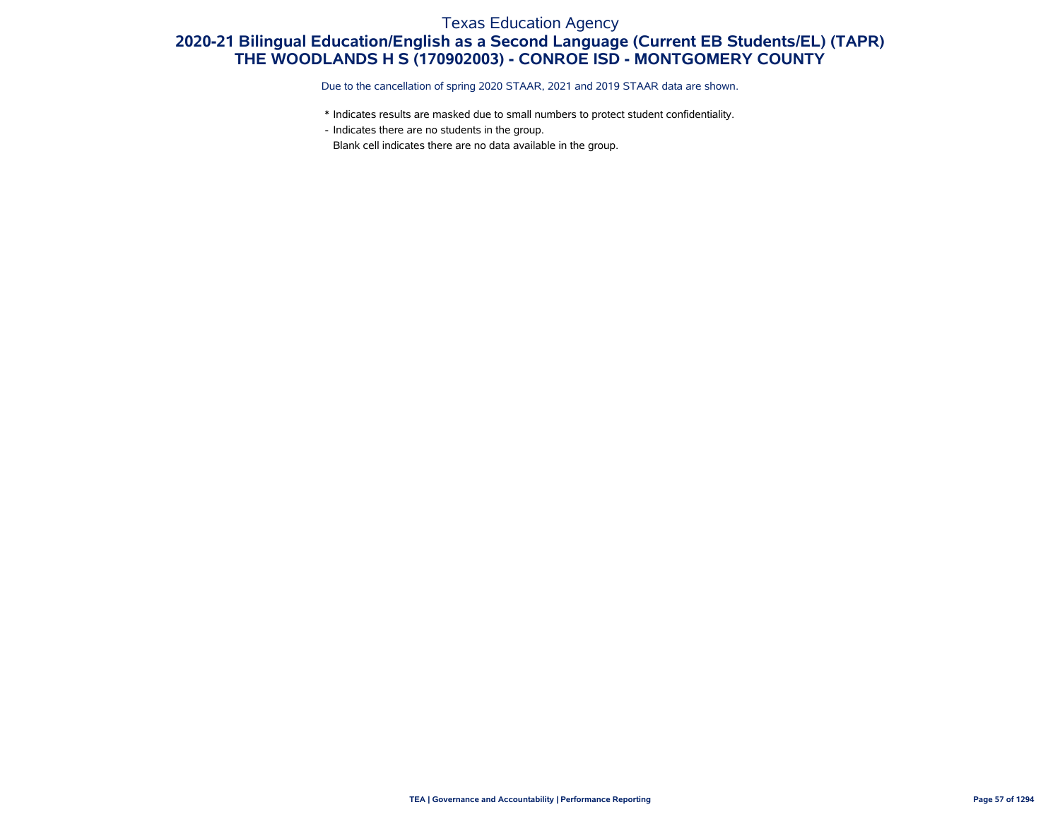Texas Education Agency

# 2020-21 Bilingual Education/English as a Second Language (Current EB Students/EL) (TAPR)
## THE WOODLANDS H S (170902003) - CONROE ISD - MONTGOMERY COUNTY

Due to the cancellation of spring 2020 STAAR, 2021 and 2019 STAAR data are shown.

* Indicates results are masked due to small numbers to protect student confidentiality.
- Indicates there are no students in the group.
Blank cell indicates there are no data available in the group.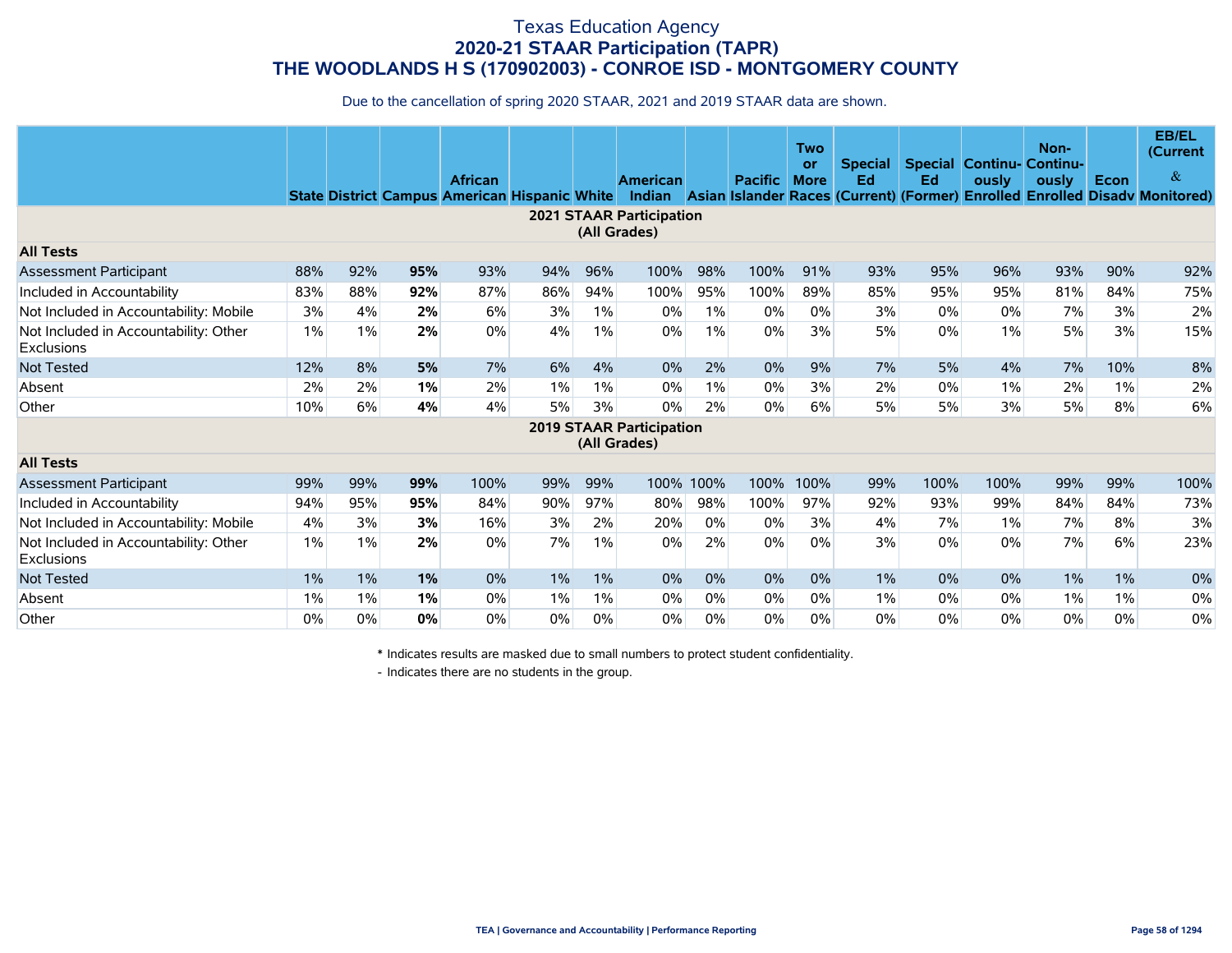# Texas Education Agency
## 2020-21 STAAR Participation (TAPR)
## THE WOODLANDS H S (170902003) - CONROE ISD - MONTGOMERY COUNTY

Due to the cancellation of spring 2020 STAAR, 2021 and 2019 STAAR data are shown.

| | State | District | Campus | African American | Hispanic | White | American Indian | Asian | Pacific Islander | Two or More Races | Special Ed (Current) | Special Ed (Former) | Continuously Enrolled | Non-Continuously Enrolled | Econ Disadv | EB/EL (Current & Monitored) |
|---|---|---|---|---|---|---|---|---|---|---|---|---|---|---|---|---|
| **2021 STAAR Participation (All Grades)** | | | | | | | | | | | | | | | | |
| **All Tests** | | | | | | | | | | | | | | | | |
| Assessment Participant | 88% | 92% | **95%** | 93% | 94% | 96% | 100% | 98% | 100% | 91% | 93% | 95% | 96% | 93% | 90% | 92% |
| Included in Accountability | 83% | 88% | **92%** | 87% | 86% | 94% | 100% | 95% | 100% | 89% | 85% | 95% | 95% | 81% | 84% | 75% |
| Not Included in Accountability: Mobile | 3% | 4% | **2%** | 6% | 3% | 1% | 0% | 1% | 0% | 0% | 3% | 0% | 0% | 7% | 3% | 2% |
| Not Included in Accountability: Other Exclusions | 1% | 1% | **2%** | 0% | 4% | 1% | 0% | 1% | 0% | 3% | 5% | 0% | 1% | 5% | 3% | 15% |
| Not Tested | 12% | 8% | **5%** | 7% | 6% | 4% | 0% | 2% | 0% | 9% | 7% | 5% | 4% | 7% | 10% | 8% |
| Absent | 2% | 2% | **1%** | 2% | 1% | 1% | 0% | 1% | 0% | 3% | 2% | 0% | 1% | 2% | 1% | 2% |
| Other | 10% | 6% | **4%** | 4% | 5% | 3% | 0% | 2% | 0% | 6% | 5% | 5% | 3% | 5% | 8% | 6% |
| **2019 STAAR Participation (All Grades)** | | | | | | | | | | | | | | | | |
| **All Tests** | | | | | | | | | | | | | | | | |
| Assessment Participant | 99% | 99% | **99%** | 100% | 99% | 99% | 100% | 100% | 100% | 100% | 99% | 100% | 100% | 99% | 99% | 100% |
| Included in Accountability | 94% | 95% | **95%** | 84% | 90% | 97% | 80% | 98% | 100% | 97% | 92% | 93% | 99% | 84% | 84% | 73% |
| Not Included in Accountability: Mobile | 4% | 3% | **3%** | 16% | 3% | 2% | 20% | 0% | 0% | 3% | 4% | 7% | 1% | 7% | 8% | 3% |
| Not Included in Accountability: Other Exclusions | 1% | 1% | **2%** | 0% | 7% | 1% | 0% | 2% | 0% | 0% | 3% | 0% | 0% | 7% | 6% | 23% |
| Not Tested | 1% | 1% | **1%** | 0% | 1% | 1% | 0% | 0% | 0% | 0% | 1% | 0% | 0% | 1% | 1% | 0% |
| Absent | 1% | 1% | **1%** | 0% | 1% | 1% | 0% | 0% | 0% | 0% | 1% | 0% | 0% | 1% | 1% | 0% |
| Other | 0% | 0% | **0%** | 0% | 0% | 0% | 0% | 0% | 0% | 0% | 0% | 0% | 0% | 0% | 0% | 0% |

\* Indicates results are masked due to small numbers to protect student confidentiality.

\- Indicates there are no students in the group.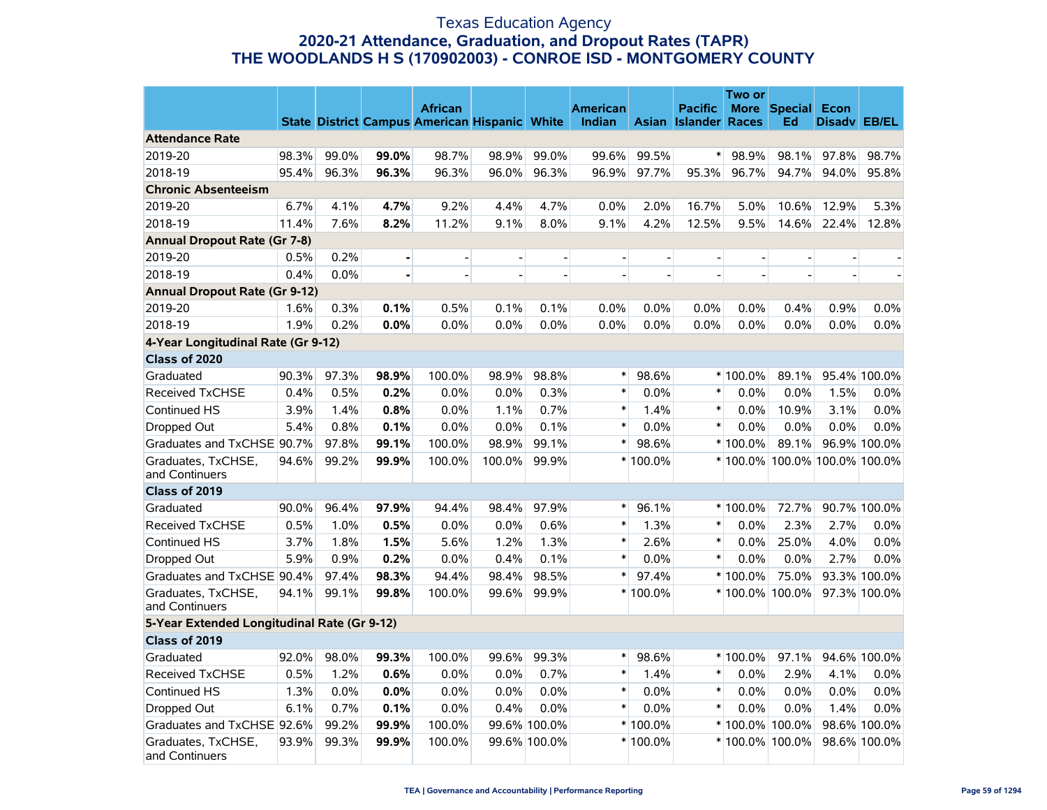# Texas Education Agency

## 2020-21 Attendance, Graduation, and Dropout Rates (TAPR)

## THE WOODLANDS H S (170902003) - CONROE ISD - MONTGOMERY COUNTY

| | State | District | Campus | African American | Hispanic | White | American Indian | Asian | Pacific Islander | Two or More Races | Special Ed | Econ Disadv | EB/EL |
|---|---|---|---|---|---|---|---|---|---|---|---|---|---|
| **Attendance Rate** | | | | | | | | | | | | | |
| 2019-20 | 98.3% | 99.0% | **99.0%** | 98.7% | 98.9% | 99.0% | 99.6% | 99.5% | * | 98.9% | 98.1% | 97.8% | 98.7% |
| 2018-19 | 95.4% | 96.3% | **96.3%** | 96.3% | 96.0% | 96.3% | 96.9% | 97.7% | 95.3% | 96.7% | 94.7% | 94.0% | 95.8% |
| **Chronic Absenteeism** | | | | | | | | | | | | | |
| 2019-20 | 6.7% | 4.1% | **4.7%** | 9.2% | 4.4% | 4.7% | 0.0% | 2.0% | 16.7% | 5.0% | 10.6% | 12.9% | 5.3% |
| 2018-19 | 11.4% | 7.6% | **8.2%** | 11.2% | 9.1% | 8.0% | 9.1% | 4.2% | 12.5% | 9.5% | 14.6% | 22.4% | 12.8% |
| **Annual Dropout Rate (Gr 7-8)** | | | | | | | | | | | | | |
| 2019-20 | 0.5% | 0.2% | **-** | - | - | - | - | - | - | - | - | - | - |
| 2018-19 | 0.4% | 0.0% | **-** | - | - | - | - | - | - | - | - | - | - |
| **Annual Dropout Rate (Gr 9-12)** | | | | | | | | | | | | | |
| 2019-20 | 1.6% | 0.3% | **0.1%** | 0.5% | 0.1% | 0.1% | 0.0% | 0.0% | 0.0% | 0.0% | 0.4% | 0.9% | 0.0% |
| 2018-19 | 1.9% | 0.2% | **0.0%** | 0.0% | 0.0% | 0.0% | 0.0% | 0.0% | 0.0% | 0.0% | 0.0% | 0.0% | 0.0% |
| **4-Year Longitudinal Rate (Gr 9-12)** | | | | | | | | | | | | | |
| **Class of 2020** | | | | | | | | | | | | | |
| Graduated | 90.3% | 97.3% | **98.9%** | 100.0% | 98.9% | 98.8% | * | 98.6% | * | 100.0% | 89.1% | 95.4% | 100.0% |
| Received TxCHSE | 0.4% | 0.5% | **0.2%** | 0.0% | 0.0% | 0.3% | * | 0.0% | * | 0.0% | 0.0% | 1.5% | 0.0% |
| Continued HS | 3.9% | 1.4% | **0.8%** | 0.0% | 1.1% | 0.7% | * | 1.4% | * | 0.0% | 10.9% | 3.1% | 0.0% |
| Dropped Out | 5.4% | 0.8% | **0.1%** | 0.0% | 0.0% | 0.1% | * | 0.0% | * | 0.0% | 0.0% | 0.0% | 0.0% |
| Graduates and TxCHSE | 90.7% | 97.8% | **99.1%** | 100.0% | 98.9% | 99.1% | * | 98.6% | * | 100.0% | 89.1% | 96.9% | 100.0% |
| Graduates, TxCHSE, and Continuers | 94.6% | 99.2% | **99.9%** | 100.0% | 100.0% | 99.9% | * | 100.0% | * | 100.0% | 100.0% | 100.0% | 100.0% |
| **Class of 2019** | | | | | | | | | | | | | |
| Graduated | 90.0% | 96.4% | **97.9%** | 94.4% | 98.4% | 97.9% | * | 96.1% | * | 100.0% | 72.7% | 90.7% | 100.0% |
| Received TxCHSE | 0.5% | 1.0% | **0.5%** | 0.0% | 0.0% | 0.6% | * | 1.3% | * | 0.0% | 2.3% | 2.7% | 0.0% |
| Continued HS | 3.7% | 1.8% | **1.5%** | 5.6% | 1.2% | 1.3% | * | 2.6% | * | 0.0% | 25.0% | 4.0% | 0.0% |
| Dropped Out | 5.9% | 0.9% | **0.2%** | 0.0% | 0.4% | 0.1% | * | 0.0% | * | 0.0% | 0.0% | 2.7% | 0.0% |
| Graduates and TxCHSE | 90.4% | 97.4% | **98.3%** | 94.4% | 98.4% | 98.5% | * | 97.4% | * | 100.0% | 75.0% | 93.3% | 100.0% |
| Graduates, TxCHSE, and Continuers | 94.1% | 99.1% | **99.8%** | 100.0% | 99.6% | 99.9% | * | 100.0% | * | 100.0% | 100.0% | 97.3% | 100.0% |
| **5-Year Extended Longitudinal Rate (Gr 9-12)** | | | | | | | | | | | | | |
| **Class of 2019** | | | | | | | | | | | | | |
| Graduated | 92.0% | 98.0% | **99.3%** | 100.0% | 99.6% | 99.3% | * | 98.6% | * | 100.0% | 97.1% | 94.6% | 100.0% |
| Received TxCHSE | 0.5% | 1.2% | **0.6%** | 0.0% | 0.0% | 0.7% | * | 1.4% | * | 0.0% | 2.9% | 4.1% | 0.0% |
| Continued HS | 1.3% | 0.0% | **0.0%** | 0.0% | 0.0% | 0.0% | * | 0.0% | * | 0.0% | 0.0% | 0.0% | 0.0% |
| Dropped Out | 6.1% | 0.7% | **0.1%** | 0.0% | 0.4% | 0.0% | * | 0.0% | * | 0.0% | 0.0% | 1.4% | 0.0% |
| Graduates and TxCHSE | 92.6% | 99.2% | **99.9%** | 100.0% | 99.6% | 100.0% | * | 100.0% | * | 100.0% | 100.0% | 98.6% | 100.0% |
| Graduates, TxCHSE, and Continuers | 93.9% | 99.3% | **99.9%** | 100.0% | 99.6% | 100.0% | * | 100.0% | * | 100.0% | 100.0% | 98.6% | 100.0% |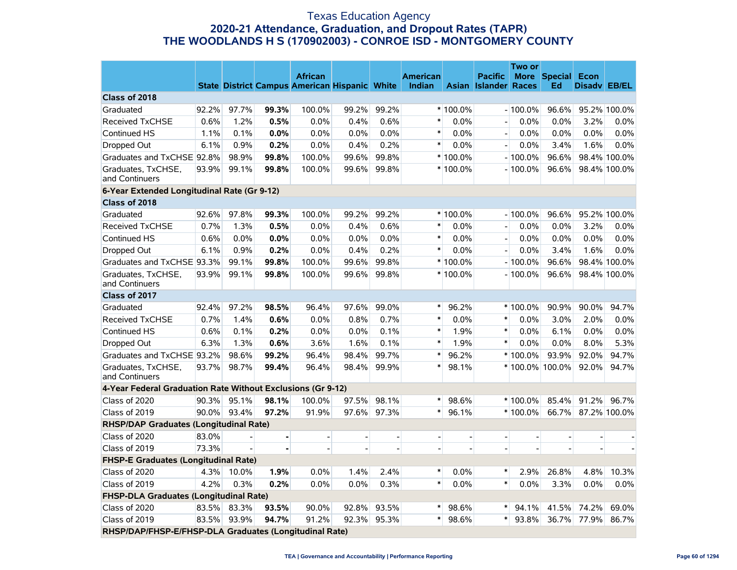# Texas Education Agency
## 2020-21 Attendance, Graduation, and Dropout Rates (TAPR)
## THE WOODLANDS H S (170902003) - CONROE ISD - MONTGOMERY COUNTY

| | State | District | Campus | African American | Hispanic | White | American Indian | Asian | Pacific Islander | Two or More Races | Special Ed | Econ Disadv | EB/EL |
|---|---|---|---|---|---|---|---|---|---|---|---|---|---|
| **Class of 2018** | | | | | | | | | | | | | |
| Graduated | 92.2% | 97.7% | **99.3%** | 100.0% | 99.2% | 99.2% | * | 100.0% | - | 100.0% | 96.6% | 95.2% | 100.0% |
| Received TxCHSE | 0.6% | 1.2% | **0.5%** | 0.0% | 0.4% | 0.6% | * | 0.0% | - | 0.0% | 0.0% | 3.2% | 0.0% |
| Continued HS | 1.1% | 0.1% | **0.0%** | 0.0% | 0.0% | 0.0% | * | 0.0% | - | 0.0% | 0.0% | 0.0% | 0.0% |
| Dropped Out | 6.1% | 0.9% | **0.2%** | 0.0% | 0.4% | 0.2% | * | 0.0% | - | 0.0% | 3.4% | 1.6% | 0.0% |
| Graduates and TxCHSE | 92.8% | 98.9% | **99.8%** | 100.0% | 99.6% | 99.8% | * | 100.0% | - | 100.0% | 96.6% | 98.4% | 100.0% |
| Graduates, TxCHSE, and Continuers | 93.9% | 99.1% | **99.8%** | 100.0% | 99.6% | 99.8% | * | 100.0% | - | 100.0% | 96.6% | 98.4% | 100.0% |
| **6-Year Extended Longitudinal Rate (Gr 9-12)** | | | | | | | | | | | | | |
| **Class of 2018** | | | | | | | | | | | | | |
| Graduated | 92.6% | 97.8% | **99.3%** | 100.0% | 99.2% | 99.2% | * | 100.0% | - | 100.0% | 96.6% | 95.2% | 100.0% |
| Received TxCHSE | 0.7% | 1.3% | **0.5%** | 0.0% | 0.4% | 0.6% | * | 0.0% | - | 0.0% | 0.0% | 3.2% | 0.0% |
| Continued HS | 0.6% | 0.0% | **0.0%** | 0.0% | 0.0% | 0.0% | * | 0.0% | - | 0.0% | 0.0% | 0.0% | 0.0% |
| Dropped Out | 6.1% | 0.9% | **0.2%** | 0.0% | 0.4% | 0.2% | * | 0.0% | - | 0.0% | 3.4% | 1.6% | 0.0% |
| Graduates and TxCHSE | 93.3% | 99.1% | **99.8%** | 100.0% | 99.6% | 99.8% | * | 100.0% | - | 100.0% | 96.6% | 98.4% | 100.0% |
| Graduates, TxCHSE, and Continuers | 93.9% | 99.1% | **99.8%** | 100.0% | 99.6% | 99.8% | * | 100.0% | - | 100.0% | 96.6% | 98.4% | 100.0% |
| **Class of 2017** | | | | | | | | | | | | | |
| Graduated | 92.4% | 97.2% | **98.5%** | 96.4% | 97.6% | 99.0% | * | 96.2% | * | 100.0% | 90.9% | 90.0% | 94.7% |
| Received TxCHSE | 0.7% | 1.4% | **0.6%** | 0.0% | 0.8% | 0.7% | * | 0.0% | * | 0.0% | 3.0% | 2.0% | 0.0% |
| Continued HS | 0.6% | 0.1% | **0.2%** | 0.0% | 0.0% | 0.1% | * | 1.9% | * | 0.0% | 6.1% | 0.0% | 0.0% |
| Dropped Out | 6.3% | 1.3% | **0.6%** | 3.6% | 1.6% | 0.1% | * | 1.9% | * | 0.0% | 0.0% | 8.0% | 5.3% |
| Graduates and TxCHSE | 93.2% | 98.6% | **99.2%** | 96.4% | 98.4% | 99.7% | * | 96.2% | * | 100.0% | 93.9% | 92.0% | 94.7% |
| Graduates, TxCHSE, and Continuers | 93.7% | 98.7% | **99.4%** | 96.4% | 98.4% | 99.9% | * | 98.1% | * | 100.0% | 100.0% | 92.0% | 94.7% |
| **4-Year Federal Graduation Rate Without Exclusions (Gr 9-12)** | | | | | | | | | | | | | |
| Class of 2020 | 90.3% | 95.1% | **98.1%** | 100.0% | 97.5% | 98.1% | * | 98.6% | * | 100.0% | 85.4% | 91.2% | 96.7% |
| Class of 2019 | 90.0% | 93.4% | **97.2%** | 91.9% | 97.6% | 97.3% | * | 96.1% | * | 100.0% | 66.7% | 87.2% | 100.0% |
| **RHSP/DAP Graduates (Longitudinal Rate)** | | | | | | | | | | | | | |
| Class of 2020 | 83.0% | - | **-** | - | - | - | - | - | - | - | - | - | - |
| Class of 2019 | 73.3% | - | **-** | - | - | - | - | - | - | - | - | - | - |
| **FHSP-E Graduates (Longitudinal Rate)** | | | | | | | | | | | | | |
| Class of 2020 | 4.3% | 10.0% | **1.9%** | 0.0% | 1.4% | 2.4% | * | 0.0% | * | 2.9% | 26.8% | 4.8% | 10.3% |
| Class of 2019 | 4.2% | 0.3% | **0.2%** | 0.0% | 0.0% | 0.3% | * | 0.0% | * | 0.0% | 3.3% | 0.0% | 0.0% |
| **FHSP-DLA Graduates (Longitudinal Rate)** | | | | | | | | | | | | | |
| Class of 2020 | 83.5% | 83.3% | **93.5%** | 90.0% | 92.8% | 93.5% | * | 98.6% | * | 94.1% | 41.5% | 74.2% | 69.0% |
| Class of 2019 | 83.5% | 93.9% | **94.7%** | 91.2% | 92.3% | 95.3% | * | 98.6% | * | 93.8% | 36.7% | 77.9% | 86.7% |
| **RHSP/DAP/FHSP-E/FHSP-DLA Graduates (Longitudinal Rate)** | | | | | | | | | | | | | |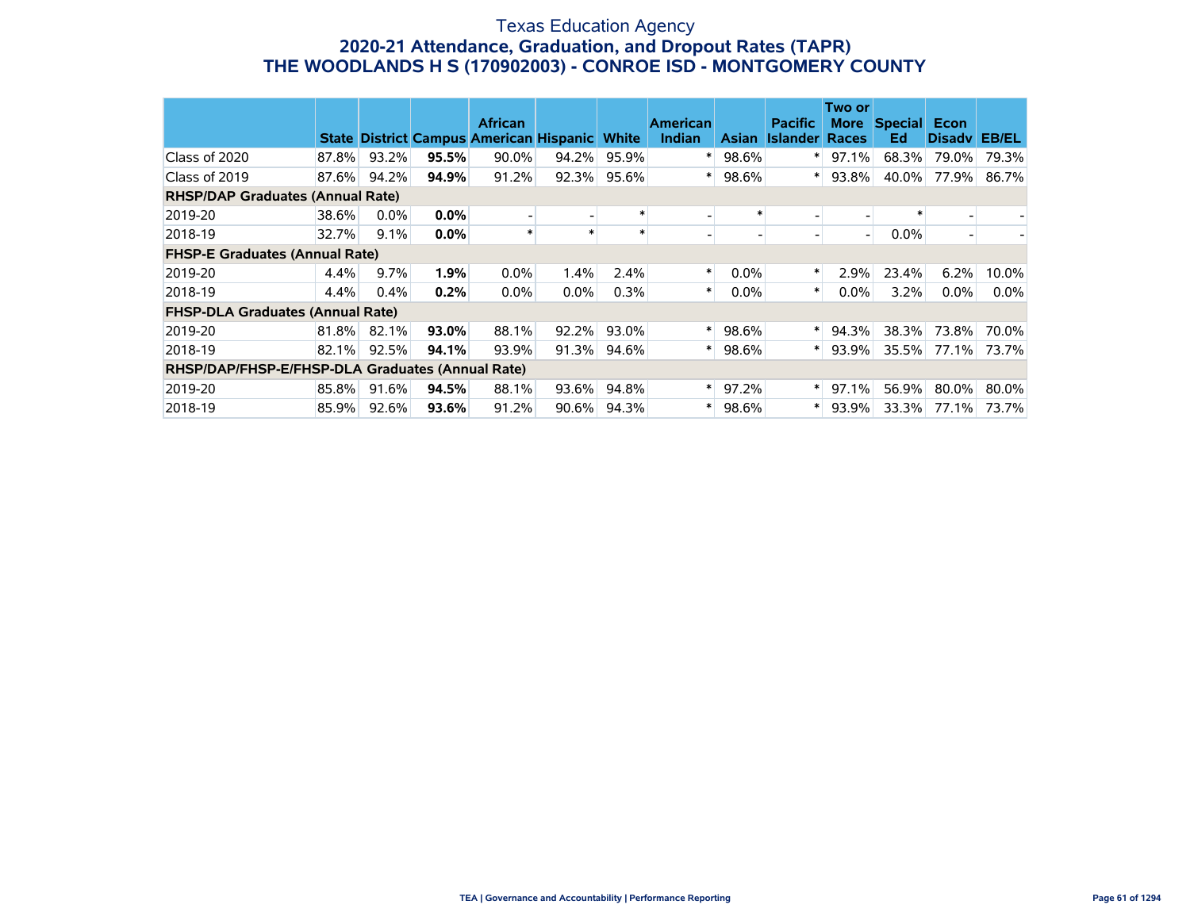# Texas Education Agency

## 2020-21 Attendance, Graduation, and Dropout Rates (TAPR)

## THE WOODLANDS H S (170902003) - CONROE ISD - MONTGOMERY COUNTY

| | State | District | Campus | African American | Hispanic | White | American Indian | Asian | Pacific Islander | Two or More Races | Special Ed | Econ Disadv | EB/EL |
|---|---|---|---|---|---|---|---|---|---|---|---|---|---|
| Class of 2020 | 87.8% | 93.2% | **95.5%** | 90.0% | 94.2% | 95.9% | * | 98.6% | * | 97.1% | 68.3% | 79.0% | 79.3% |
| Class of 2019 | 87.6% | 94.2% | **94.9%** | 91.2% | 92.3% | 95.6% | * | 98.6% | * | 93.8% | 40.0% | 77.9% | 86.7% |
| **RHSP/DAP Graduates (Annual Rate)** | | | | | | | | | | | | | |
| 2019-20 | 38.6% | 0.0% | **0.0%** | - | - | * | - | * | - | - | * | - | - |
| 2018-19 | 32.7% | 9.1% | **0.0%** | * | * | * | - | - | - | - | 0.0% | - | - |
| **FHSP-E Graduates (Annual Rate)** | | | | | | | | | | | | | |
| 2019-20 | 4.4% | 9.7% | **1.9%** | 0.0% | 1.4% | 2.4% | * | 0.0% | * | 2.9% | 23.4% | 6.2% | 10.0% |
| 2018-19 | 4.4% | 0.4% | **0.2%** | 0.0% | 0.0% | 0.3% | * | 0.0% | * | 0.0% | 3.2% | 0.0% | 0.0% |
| **FHSP-DLA Graduates (Annual Rate)** | | | | | | | | | | | | | |
| 2019-20 | 81.8% | 82.1% | **93.0%** | 88.1% | 92.2% | 93.0% | * | 98.6% | * | 94.3% | 38.3% | 73.8% | 70.0% |
| 2018-19 | 82.1% | 92.5% | **94.1%** | 93.9% | 91.3% | 94.6% | * | 98.6% | * | 93.9% | 35.5% | 77.1% | 73.7% |
| **RHSP/DAP/FHSP-E/FHSP-DLA Graduates (Annual Rate)** | | | | | | | | | | | | | |
| 2019-20 | 85.8% | 91.6% | **94.5%** | 88.1% | 93.6% | 94.8% | * | 97.2% | * | 97.1% | 56.9% | 80.0% | 80.0% |
| 2018-19 | 85.9% | 92.6% | **93.6%** | 91.2% | 90.6% | 94.3% | * | 98.6% | * | 93.9% | 33.3% | 77.1% | 73.7% |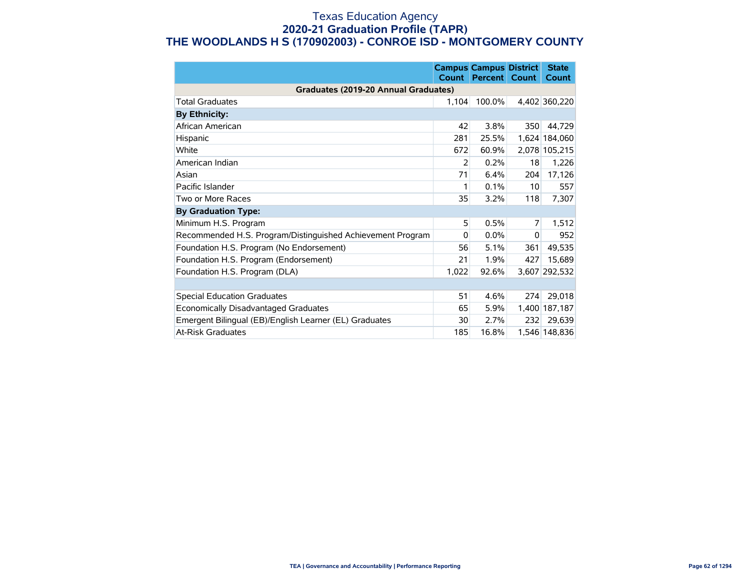# Texas Education Agency
## 2020-21 Graduation Profile (TAPR)
## THE WOODLANDS H S (170902003) - CONROE ISD - MONTGOMERY COUNTY

| | Campus Count | Campus Percent | District Count | State Count |
|---|---|---|---|---|
| **Graduates (2019-20 Annual Graduates)** | | | | |
| Total Graduates | 1,104 | 100.0% | 4,402 | 360,220 |
| **By Ethnicity:** | | | | |
| African American | 42 | 3.8% | 350 | 44,729 |
| Hispanic | 281 | 25.5% | 1,624 | 184,060 |
| White | 672 | 60.9% | 2,078 | 105,215 |
| American Indian | 2 | 0.2% | 18 | 1,226 |
| Asian | 71 | 6.4% | 204 | 17,126 |
| Pacific Islander | 1 | 0.1% | 10 | 557 |
| Two or More Races | 35 | 3.2% | 118 | 7,307 |
| **By Graduation Type:** | | | | |
| Minimum H.S. Program | 5 | 0.5% | 7 | 1,512 |
| Recommended H.S. Program/Distinguished Achievement Program | 0 | 0.0% | 0 | 952 |
| Foundation H.S. Program (No Endorsement) | 56 | 5.1% | 361 | 49,535 |
| Foundation H.S. Program (Endorsement) | 21 | 1.9% | 427 | 15,689 |
| Foundation H.S. Program (DLA) | 1,022 | 92.6% | 3,607 | 292,532 |
| | | | | |
| Special Education Graduates | 51 | 4.6% | 274 | 29,018 |
| Economically Disadvantaged Graduates | 65 | 5.9% | 1,400 | 187,187 |
| Emergent Bilingual (EB)/English Learner (EL) Graduates | 30 | 2.7% | 232 | 29,639 |
| At-Risk Graduates | 185 | 16.8% | 1,546 | 148,836 |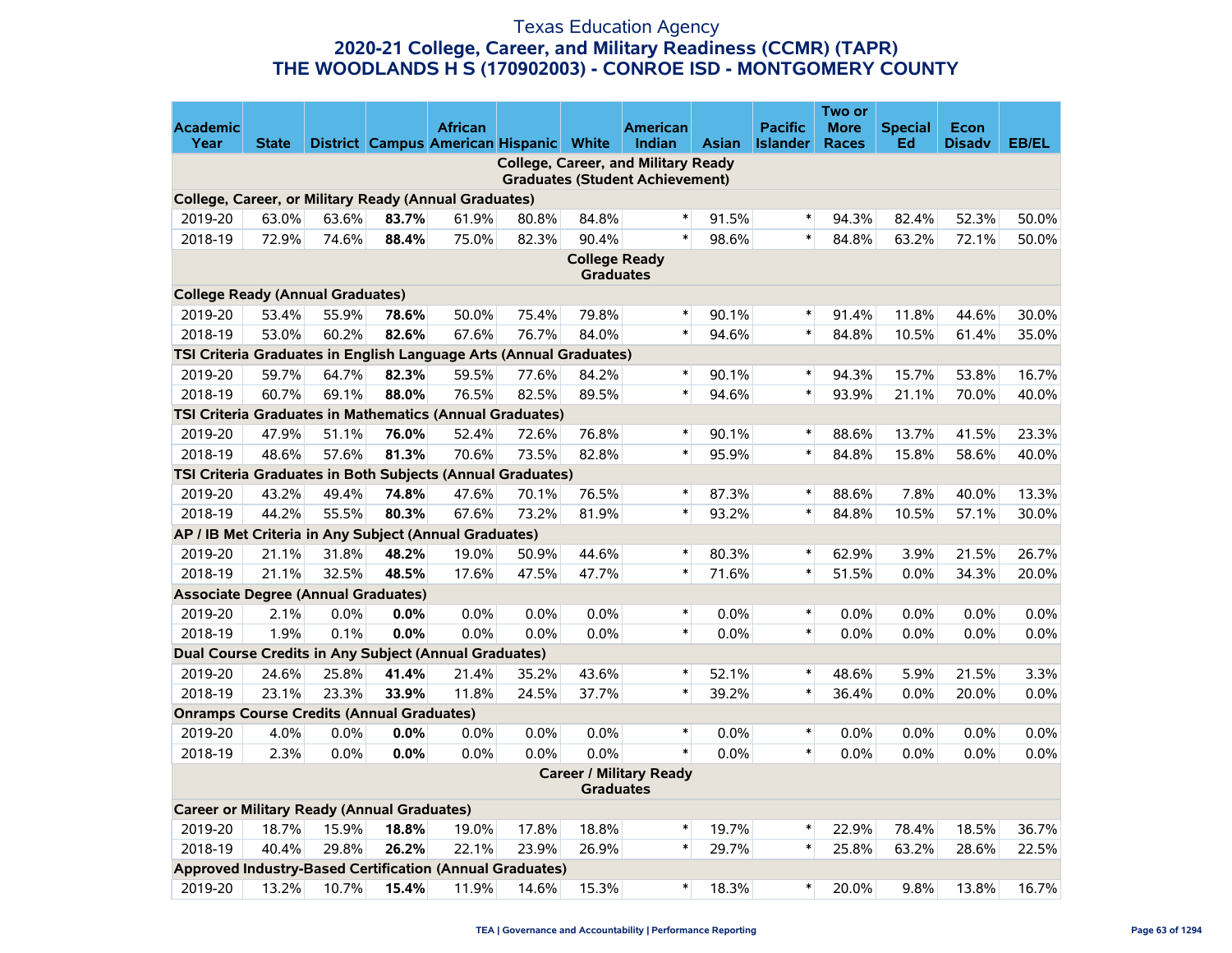# Texas Education Agency
## 2020-21 College, Career, and Military Readiness (CCMR) (TAPR)
## THE WOODLANDS H S (170902003) - CONROE ISD - MONTGOMERY COUNTY

| Academic Year | State | District | Campus | African American | Hispanic | White | American Indian | Asian | Pacific Islander | Two or More Races | Special Ed | Econ Disadv | EB/EL |
|---|---|---|---|---|---|---|---|---|---|---|---|---|---|
| **College, Career, and Military Ready Graduates (Student Achievement)** | | | | | | | | | | | | | |
| **College, Career, or Military Ready (Annual Graduates)** | | | | | | | | | | | | | |
| 2019-20 | 63.0% | 63.6% | **83.7%** | 61.9% | 80.8% | 84.8% | * | 91.5% | * | 94.3% | 82.4% | 52.3% | 50.0% |
| 2018-19 | 72.9% | 74.6% | **88.4%** | 75.0% | 82.3% | 90.4% | * | 98.6% | * | 84.8% | 63.2% | 72.1% | 50.0% |
| **College Ready Graduates** | | | | | | | | | | | | | |
| **College Ready (Annual Graduates)** | | | | | | | | | | | | | |
| 2019-20 | 53.4% | 55.9% | **78.6%** | 50.0% | 75.4% | 79.8% | * | 90.1% | * | 91.4% | 11.8% | 44.6% | 30.0% |
| 2018-19 | 53.0% | 60.2% | **82.6%** | 67.6% | 76.7% | 84.0% | * | 94.6% | * | 84.8% | 10.5% | 61.4% | 35.0% |
| **TSI Criteria Graduates in English Language Arts (Annual Graduates)** | | | | | | | | | | | | | |
| 2019-20 | 59.7% | 64.7% | **82.3%** | 59.5% | 77.6% | 84.2% | * | 90.1% | * | 94.3% | 15.7% | 53.8% | 16.7% |
| 2018-19 | 60.7% | 69.1% | **88.0%** | 76.5% | 82.5% | 89.5% | * | 94.6% | * | 93.9% | 21.1% | 70.0% | 40.0% |
| **TSI Criteria Graduates in Mathematics (Annual Graduates)** | | | | | | | | | | | | | |
| 2019-20 | 47.9% | 51.1% | **76.0%** | 52.4% | 72.6% | 76.8% | * | 90.1% | * | 88.6% | 13.7% | 41.5% | 23.3% |
| 2018-19 | 48.6% | 57.6% | **81.3%** | 70.6% | 73.5% | 82.8% | * | 95.9% | * | 84.8% | 15.8% | 58.6% | 40.0% |
| **TSI Criteria Graduates in Both Subjects (Annual Graduates)** | | | | | | | | | | | | | |
| 2019-20 | 43.2% | 49.4% | **74.8%** | 47.6% | 70.1% | 76.5% | * | 87.3% | * | 88.6% | 7.8% | 40.0% | 13.3% |
| 2018-19 | 44.2% | 55.5% | **80.3%** | 67.6% | 73.2% | 81.9% | * | 93.2% | * | 84.8% | 10.5% | 57.1% | 30.0% |
| **AP / IB Met Criteria in Any Subject (Annual Graduates)** | | | | | | | | | | | | | |
| 2019-20 | 21.1% | 31.8% | **48.2%** | 19.0% | 50.9% | 44.6% | * | 80.3% | * | 62.9% | 3.9% | 21.5% | 26.7% |
| 2018-19 | 21.1% | 32.5% | **48.5%** | 17.6% | 47.5% | 47.7% | * | 71.6% | * | 51.5% | 0.0% | 34.3% | 20.0% |
| **Associate Degree (Annual Graduates)** | | | | | | | | | | | | | |
| 2019-20 | 2.1% | 0.0% | **0.0%** | 0.0% | 0.0% | 0.0% | * | 0.0% | * | 0.0% | 0.0% | 0.0% | 0.0% |
| 2018-19 | 1.9% | 0.1% | **0.0%** | 0.0% | 0.0% | 0.0% | * | 0.0% | * | 0.0% | 0.0% | 0.0% | 0.0% |
| **Dual Course Credits in Any Subject (Annual Graduates)** | | | | | | | | | | | | | |
| 2019-20 | 24.6% | 25.8% | **41.4%** | 21.4% | 35.2% | 43.6% | * | 52.1% | * | 48.6% | 5.9% | 21.5% | 3.3% |
| 2018-19 | 23.1% | 23.3% | **33.9%** | 11.8% | 24.5% | 37.7% | * | 39.2% | * | 36.4% | 0.0% | 20.0% | 0.0% |
| **Onramps Course Credits (Annual Graduates)** | | | | | | | | | | | | | |
| 2019-20 | 4.0% | 0.0% | **0.0%** | 0.0% | 0.0% | 0.0% | * | 0.0% | * | 0.0% | 0.0% | 0.0% | 0.0% |
| 2018-19 | 2.3% | 0.0% | **0.0%** | 0.0% | 0.0% | 0.0% | * | 0.0% | * | 0.0% | 0.0% | 0.0% | 0.0% |
| **Career / Military Ready Graduates** | | | | | | | | | | | | | |
| **Career or Military Ready (Annual Graduates)** | | | | | | | | | | | | | |
| 2019-20 | 18.7% | 15.9% | **18.8%** | 19.0% | 17.8% | 18.8% | * | 19.7% | * | 22.9% | 78.4% | 18.5% | 36.7% |
| 2018-19 | 40.4% | 29.8% | **26.2%** | 22.1% | 23.9% | 26.9% | * | 29.7% | * | 25.8% | 63.2% | 28.6% | 22.5% |
| **Approved Industry-Based Certification (Annual Graduates)** | | | | | | | | | | | | | |
| 2019-20 | 13.2% | 10.7% | **15.4%** | 11.9% | 14.6% | 15.3% | * | 18.3% | * | 20.0% | 9.8% | 13.8% | 16.7% |

TEA | Governance and Accountability | Performance Reporting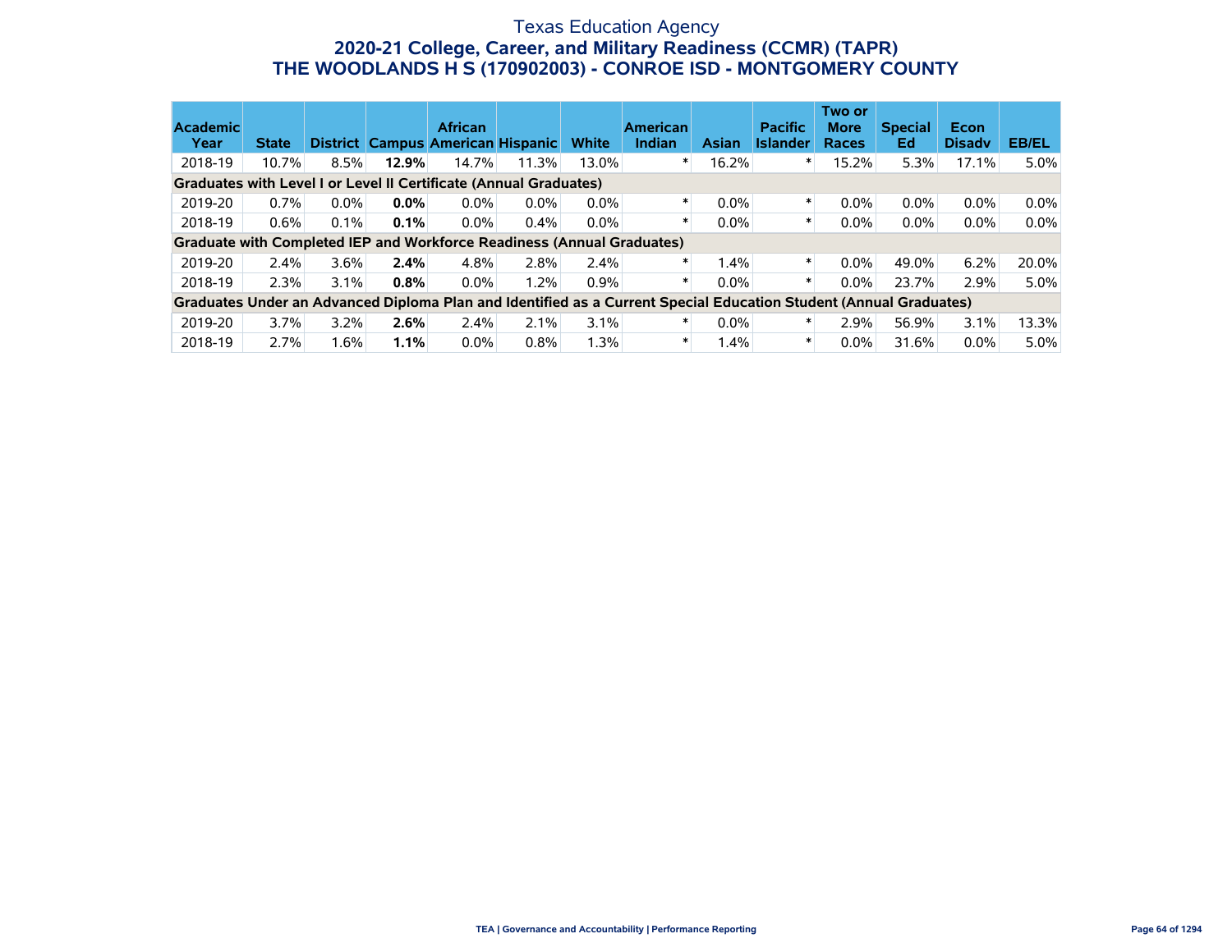# Texas Education Agency

## 2020-21 College, Career, and Military Readiness (CCMR) (TAPR)

## THE WOODLANDS H S (170902003) - CONROE ISD - MONTGOMERY COUNTY

| Academic Year | State | District | Campus | African American | Hispanic | White | American Indian | Asian | Pacific Islander | Two or More Races | Special Ed | Econ Disadv | EB/EL |
|---|---|---|---|---|---|---|---|---|---|---|---|---|---|
| 2018-19 | 10.7% | 8.5% | **12.9%** | 14.7% | 11.3% | 13.0% | * | 16.2% | * | 15.2% | 5.3% | 17.1% | 5.0% |
| **Graduates with Level I or Level II Certificate (Annual Graduates)** | | | | | | | | | | | | | |
| 2019-20 | 0.7% | 0.0% | **0.0%** | 0.0% | 0.0% | 0.0% | * | 0.0% | * | 0.0% | 0.0% | 0.0% | 0.0% |
| 2018-19 | 0.6% | 0.1% | **0.1%** | 0.0% | 0.4% | 0.0% | * | 0.0% | * | 0.0% | 0.0% | 0.0% | 0.0% |
| **Graduate with Completed IEP and Workforce Readiness (Annual Graduates)** | | | | | | | | | | | | | |
| 2019-20 | 2.4% | 3.6% | **2.4%** | 4.8% | 2.8% | 2.4% | * | 1.4% | * | 0.0% | 49.0% | 6.2% | 20.0% |
| 2018-19 | 2.3% | 3.1% | **0.8%** | 0.0% | 1.2% | 0.9% | * | 0.0% | * | 0.0% | 23.7% | 2.9% | 5.0% |
| **Graduates Under an Advanced Diploma Plan and Identified as a Current Special Education Student (Annual Graduates)** | | | | | | | | | | | | | |
| 2019-20 | 3.7% | 3.2% | **2.6%** | 2.4% | 2.1% | 3.1% | * | 0.0% | * | 2.9% | 56.9% | 3.1% | 13.3% |
| 2018-19 | 2.7% | 1.6% | **1.1%** | 0.0% | 0.8% | 1.3% | * | 1.4% | * | 0.0% | 31.6% | 0.0% | 5.0% |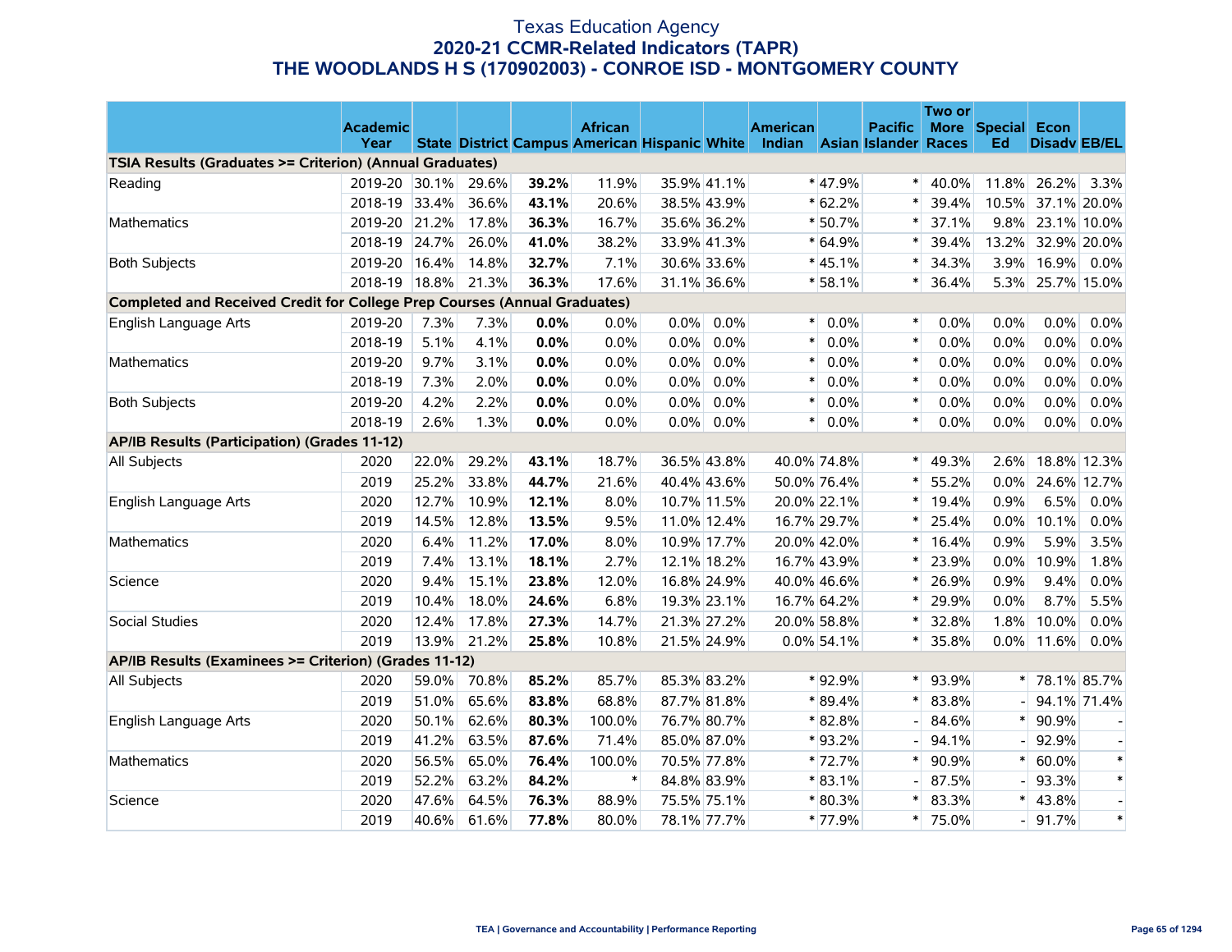# Texas Education Agency
## 2020-21 CCMR-Related Indicators (TAPR)
## THE WOODLANDS H S (170902003) - CONROE ISD - MONTGOMERY COUNTY

| | Academic Year | State | District | Campus | African American | Hispanic | White | American Indian | Asian | Pacific Islander | Two or More Races | Special Ed | Econ Disadv | EB/EL |
|---|---|---|---|---|---|---|---|---|---|---|---|---|---|---|
| **TSIA Results (Graduates >= Criterion) (Annual Graduates)** | | | | | | | | | | | | | | |
| Reading | 2019-20 | 30.1% | 29.6% | **39.2%** | 11.9% | 35.9% | 41.1% | * | 47.9% | * | 40.0% | 11.8% | 26.2% | 3.3% |
| | 2018-19 | 33.4% | 36.6% | **43.1%** | 20.6% | 38.5% | 43.9% | * | 62.2% | * | 39.4% | 10.5% | 37.1% | 20.0% |
| Mathematics | 2019-20 | 21.2% | 17.8% | **36.3%** | 16.7% | 35.6% | 36.2% | * | 50.7% | * | 37.1% | 9.8% | 23.1% | 10.0% |
| | 2018-19 | 24.7% | 26.0% | **41.0%** | 38.2% | 33.9% | 41.3% | * | 64.9% | * | 39.4% | 13.2% | 32.9% | 20.0% |
| Both Subjects | 2019-20 | 16.4% | 14.8% | **32.7%** | 7.1% | 30.6% | 33.6% | * | 45.1% | * | 34.3% | 3.9% | 16.9% | 0.0% |
| | 2018-19 | 18.8% | 21.3% | **36.3%** | 17.6% | 31.1% | 36.6% | * | 58.1% | * | 36.4% | 5.3% | 25.7% | 15.0% |
| **Completed and Received Credit for College Prep Courses (Annual Graduates)** | | | | | | | | | | | | | | |
| English Language Arts | 2019-20 | 7.3% | 7.3% | **0.0%** | 0.0% | 0.0% | 0.0% | * | 0.0% | * | 0.0% | 0.0% | 0.0% | 0.0% |
| | 2018-19 | 5.1% | 4.1% | **0.0%** | 0.0% | 0.0% | 0.0% | * | 0.0% | * | 0.0% | 0.0% | 0.0% | 0.0% |
| Mathematics | 2019-20 | 9.7% | 3.1% | **0.0%** | 0.0% | 0.0% | 0.0% | * | 0.0% | * | 0.0% | 0.0% | 0.0% | 0.0% |
| | 2018-19 | 7.3% | 2.0% | **0.0%** | 0.0% | 0.0% | 0.0% | * | 0.0% | * | 0.0% | 0.0% | 0.0% | 0.0% |
| Both Subjects | 2019-20 | 4.2% | 2.2% | **0.0%** | 0.0% | 0.0% | 0.0% | * | 0.0% | * | 0.0% | 0.0% | 0.0% | 0.0% |
| | 2018-19 | 2.6% | 1.3% | **0.0%** | 0.0% | 0.0% | 0.0% | * | 0.0% | * | 0.0% | 0.0% | 0.0% | 0.0% |
| **AP/IB Results (Participation) (Grades 11-12)** | | | | | | | | | | | | | | |
| All Subjects | 2020 | 22.0% | 29.2% | **43.1%** | 18.7% | 36.5% | 43.8% | 40.0% | 74.8% | * | 49.3% | 2.6% | 18.8% | 12.3% |
| | 2019 | 25.2% | 33.8% | **44.7%** | 21.6% | 40.4% | 43.6% | 50.0% | 76.4% | * | 55.2% | 0.0% | 24.6% | 12.7% |
| English Language Arts | 2020 | 12.7% | 10.9% | **12.1%** | 8.0% | 10.7% | 11.5% | 20.0% | 22.1% | * | 19.4% | 0.9% | 6.5% | 0.0% |
| | 2019 | 14.5% | 12.8% | **13.5%** | 9.5% | 11.0% | 12.4% | 16.7% | 29.7% | * | 25.4% | 0.0% | 10.1% | 0.0% |
| Mathematics | 2020 | 6.4% | 11.2% | **17.0%** | 8.0% | 10.9% | 17.7% | 20.0% | 42.0% | * | 16.4% | 0.9% | 5.9% | 3.5% |
| | 2019 | 7.4% | 13.1% | **18.1%** | 2.7% | 12.1% | 18.2% | 16.7% | 43.9% | * | 23.9% | 0.0% | 10.9% | 1.8% |
| Science | 2020 | 9.4% | 15.1% | **23.8%** | 12.0% | 16.8% | 24.9% | 40.0% | 46.6% | * | 26.9% | 0.9% | 9.4% | 0.0% |
| | 2019 | 10.4% | 18.0% | **24.6%** | 6.8% | 19.3% | 23.1% | 16.7% | 64.2% | * | 29.9% | 0.0% | 8.7% | 5.5% |
| Social Studies | 2020 | 12.4% | 17.8% | **27.3%** | 14.7% | 21.3% | 27.2% | 20.0% | 58.8% | * | 32.8% | 1.8% | 10.0% | 0.0% |
| | 2019 | 13.9% | 21.2% | **25.8%** | 10.8% | 21.5% | 24.9% | 0.0% | 54.1% | * | 35.8% | 0.0% | 11.6% | 0.0% |
| **AP/IB Results (Examinees >= Criterion) (Grades 11-12)** | | | | | | | | | | | | | | |
| All Subjects | 2020 | 59.0% | 70.8% | **85.2%** | 85.7% | 85.3% | 83.2% | * | 92.9% | * | 93.9% | * | 78.1% | 85.7% |
| | 2019 | 51.0% | 65.6% | **83.8%** | 68.8% | 87.7% | 81.8% | * | 89.4% | * | 83.8% | - | 94.1% | 71.4% |
| English Language Arts | 2020 | 50.1% | 62.6% | **80.3%** | 100.0% | 76.7% | 80.7% | * | 82.8% | - | 84.6% | * | 90.9% | - |
| | 2019 | 41.2% | 63.5% | **87.6%** | 71.4% | 85.0% | 87.0% | * | 93.2% | - | 94.1% | - | 92.9% | - |
| Mathematics | 2020 | 56.5% | 65.0% | **76.4%** | 100.0% | 70.5% | 77.8% | * | 72.7% | * | 90.9% | * | 60.0% | * |
| | 2019 | 52.2% | 63.2% | **84.2%** | * | 84.8% | 83.9% | * | 83.1% | - | 87.5% | - | 93.3% | * |
| Science | 2020 | 47.6% | 64.5% | **76.3%** | 88.9% | 75.5% | 75.1% | * | 80.3% | * | 83.3% | * | 43.8% | - |
| | 2019 | 40.6% | 61.6% | **77.8%** | 80.0% | 78.1% | 77.7% | * | 77.9% | * | 75.0% | - | 91.7% | * |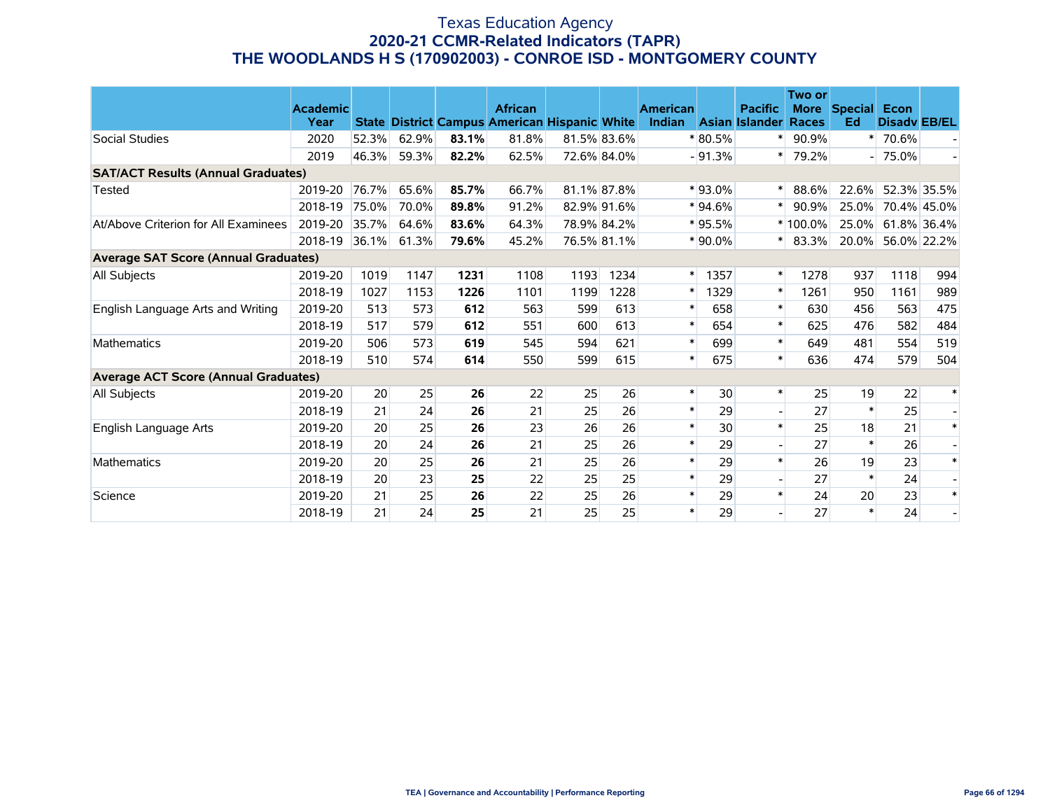Texas Education Agency

**2020-21 CCMR-Related Indicators (TAPR)**

**THE WOODLANDS H S (170902003) - CONROE ISD - MONTGOMERY COUNTY**

| | Academic Year | State | District | Campus | African American | Hispanic | White | American Indian | Asian | Pacific Islander | Two or More Races | Special Ed | Econ Disadv | EB/EL |
|---|---|---|---|---|---|---|---|---|---|---|---|---|---|---|
| Social Studies | 2020 | 52.3% | 62.9% | **83.1%** | 81.8% | 81.5% | 83.6% | * | 80.5% | * | 90.9% | * | 70.6% | - |
| | 2019 | 46.3% | 59.3% | **82.2%** | 62.5% | 72.6% | 84.0% | - | 91.3% | * | 79.2% | - | 75.0% | - |
| **SAT/ACT Results (Annual Graduates)** | | | | | | | | | | | | | | |
| Tested | 2019-20 | 76.7% | 65.6% | **85.7%** | 66.7% | 81.1% | 87.8% | * | 93.0% | * | 88.6% | 22.6% | 52.3% | 35.5% |
| | 2018-19 | 75.0% | 70.0% | **89.8%** | 91.2% | 82.9% | 91.6% | * | 94.6% | * | 90.9% | 25.0% | 70.4% | 45.0% |
| At/Above Criterion for All Examinees | 2019-20 | 35.7% | 64.6% | **83.6%** | 64.3% | 78.9% | 84.2% | * | 95.5% | * | 100.0% | 25.0% | 61.8% | 36.4% |
| | 2018-19 | 36.1% | 61.3% | **79.6%** | 45.2% | 76.5% | 81.1% | * | 90.0% | * | 83.3% | 20.0% | 56.0% | 22.2% |
| **Average SAT Score (Annual Graduates)** | | | | | | | | | | | | | | |
| All Subjects | 2019-20 | 1019 | 1147 | **1231** | 1108 | 1193 | 1234 | * | 1357 | * | 1278 | 937 | 1118 | 994 |
| | 2018-19 | 1027 | 1153 | **1226** | 1101 | 1199 | 1228 | * | 1329 | * | 1261 | 950 | 1161 | 989 |
| English Language Arts and Writing | 2019-20 | 513 | 573 | **612** | 563 | 599 | 613 | * | 658 | * | 630 | 456 | 563 | 475 |
| | 2018-19 | 517 | 579 | **612** | 551 | 600 | 613 | * | 654 | * | 625 | 476 | 582 | 484 |
| Mathematics | 2019-20 | 506 | 573 | **619** | 545 | 594 | 621 | * | 699 | * | 649 | 481 | 554 | 519 |
| | 2018-19 | 510 | 574 | **614** | 550 | 599 | 615 | * | 675 | * | 636 | 474 | 579 | 504 |
| **Average ACT Score (Annual Graduates)** | | | | | | | | | | | | | | |
| All Subjects | 2019-20 | 20 | 25 | **26** | 22 | 25 | 26 | * | 30 | * | 25 | 19 | 22 | * |
| | 2018-19 | 21 | 24 | **26** | 21 | 25 | 26 | * | 29 | - | 27 | * | 25 | - |
| English Language Arts | 2019-20 | 20 | 25 | **26** | 23 | 26 | 26 | * | 30 | * | 25 | 18 | 21 | * |
| | 2018-19 | 20 | 24 | **26** | 21 | 25 | 26 | * | 29 | - | 27 | * | 26 | - |
| Mathematics | 2019-20 | 20 | 25 | **26** | 21 | 25 | 26 | * | 29 | * | 26 | 19 | 23 | * |
| | 2018-19 | 20 | 23 | **25** | 22 | 25 | 25 | * | 29 | - | 27 | * | 24 | - |
| Science | 2019-20 | 21 | 25 | **26** | 22 | 25 | 26 | * | 29 | * | 24 | 20 | 23 | * |
| | 2018-19 | 21 | 24 | **25** | 21 | 25 | 25 | * | 29 | - | 27 | * | 24 | - |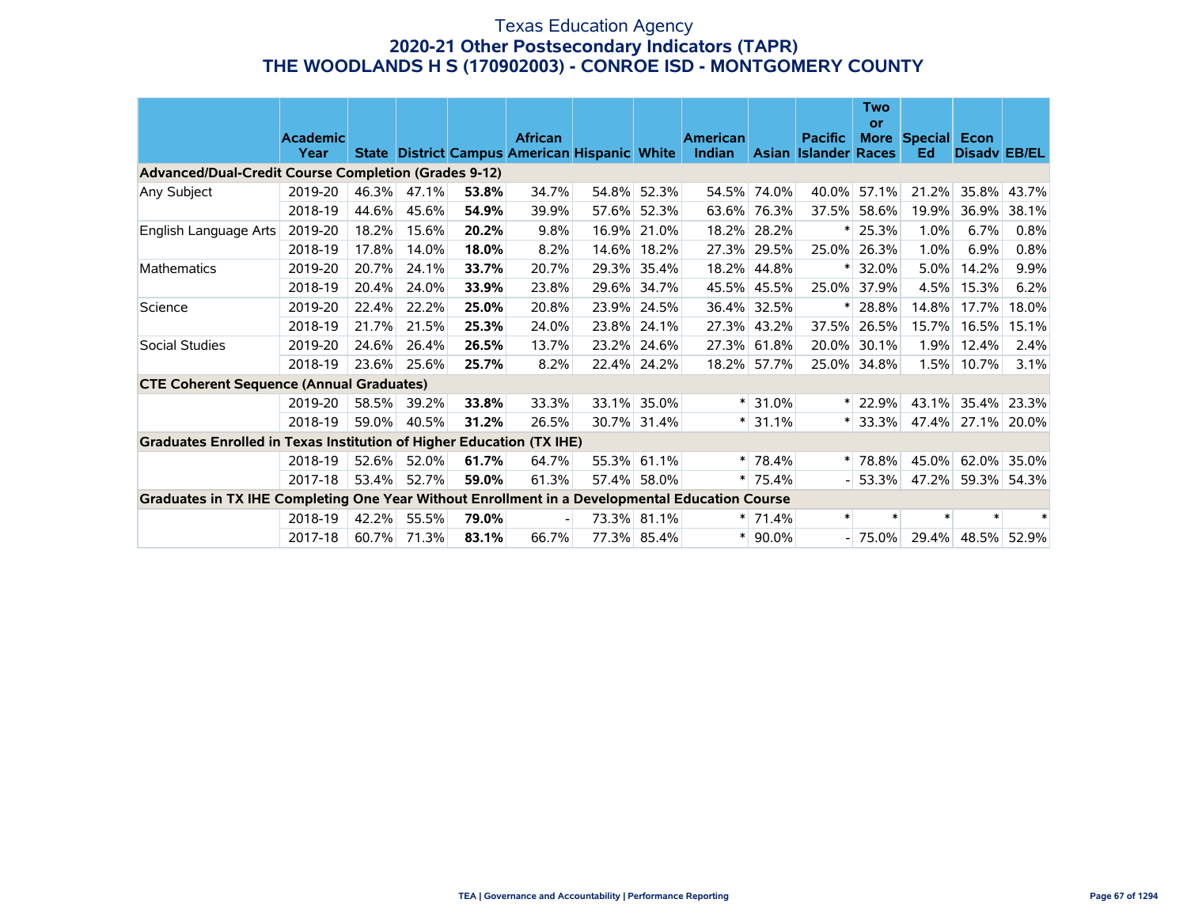# Texas Education Agency
## 2020-21 Other Postsecondary Indicators (TAPR)
## THE WOODLANDS H S (170902003) - CONROE ISD - MONTGOMERY COUNTY

| | Academic Year | State | District | Campus | African American | Hispanic | White | American Indian | Asian | Pacific Islander | Two or More Races | Special Ed | Econ Disadv | EB/EL |
|---|---|---|---|---|---|---|---|---|---|---|---|---|---|---|
| **Advanced/Dual-Credit Course Completion (Grades 9-12)** | | | | | | | | | | | | | | |
| Any Subject | 2019-20 | 46.3% | 47.1% | **53.8%** | 34.7% | 54.8% | 52.3% | 54.5% | 74.0% | 40.0% | 57.1% | 21.2% | 35.8% | 43.7% |
| | 2018-19 | 44.6% | 45.6% | **54.9%** | 39.9% | 57.6% | 52.3% | 63.6% | 76.3% | 37.5% | 58.6% | 19.9% | 36.9% | 38.1% |
| English Language Arts | 2019-20 | 18.2% | 15.6% | **20.2%** | 9.8% | 16.9% | 21.0% | 18.2% | 28.2% | * | 25.3% | 1.0% | 6.7% | 0.8% |
| | 2018-19 | 17.8% | 14.0% | **18.0%** | 8.2% | 14.6% | 18.2% | 27.3% | 29.5% | 25.0% | 26.3% | 1.0% | 6.9% | 0.8% |
| Mathematics | 2019-20 | 20.7% | 24.1% | **33.7%** | 20.7% | 29.3% | 35.4% | 18.2% | 44.8% | * | 32.0% | 5.0% | 14.2% | 9.9% |
| | 2018-19 | 20.4% | 24.0% | **33.9%** | 23.8% | 29.6% | 34.7% | 45.5% | 45.5% | 25.0% | 37.9% | 4.5% | 15.3% | 6.2% |
| Science | 2019-20 | 22.4% | 22.2% | **25.0%** | 20.8% | 23.9% | 24.5% | 36.4% | 32.5% | * | 28.8% | 14.8% | 17.7% | 18.0% |
| | 2018-19 | 21.7% | 21.5% | **25.3%** | 24.0% | 23.8% | 24.1% | 27.3% | 43.2% | 37.5% | 26.5% | 15.7% | 16.5% | 15.1% |
| Social Studies | 2019-20 | 24.6% | 26.4% | **26.5%** | 13.7% | 23.2% | 24.6% | 27.3% | 61.8% | 20.0% | 30.1% | 1.9% | 12.4% | 2.4% |
| | 2018-19 | 23.6% | 25.6% | **25.7%** | 8.2% | 22.4% | 24.2% | 18.2% | 57.7% | 25.0% | 34.8% | 1.5% | 10.7% | 3.1% |
| **CTE Coherent Sequence (Annual Graduates)** | | | | | | | | | | | | | | |
| | 2019-20 | 58.5% | 39.2% | **33.8%** | 33.3% | 33.1% | 35.0% | * | 31.0% | * | 22.9% | 43.1% | 35.4% | 23.3% |
| | 2018-19 | 59.0% | 40.5% | **31.2%** | 26.5% | 30.7% | 31.4% | * | 31.1% | * | 33.3% | 47.4% | 27.1% | 20.0% |
| **Graduates Enrolled in Texas Institution of Higher Education (TX IHE)** | | | | | | | | | | | | | | |
| | 2018-19 | 52.6% | 52.0% | **61.7%** | 64.7% | 55.3% | 61.1% | * | 78.4% | * | 78.8% | 45.0% | 62.0% | 35.0% |
| | 2017-18 | 53.4% | 52.7% | **59.0%** | 61.3% | 57.4% | 58.0% | * | 75.4% | - | 53.3% | 47.2% | 59.3% | 54.3% |
| **Graduates in TX IHE Completing One Year Without Enrollment in a Developmental Education Course** | | | | | | | | | | | | | | |
| | 2018-19 | 42.2% | 55.5% | **79.0%** | - | 73.3% | 81.1% | * | 71.4% | * | * | * | * | * |
| | 2017-18 | 60.7% | 71.3% | **83.1%** | 66.7% | 77.3% | 85.4% | * | 90.0% | - | 75.0% | 29.4% | 48.5% | 52.9% |

TEA | Governance and Accountability | Performance Reporting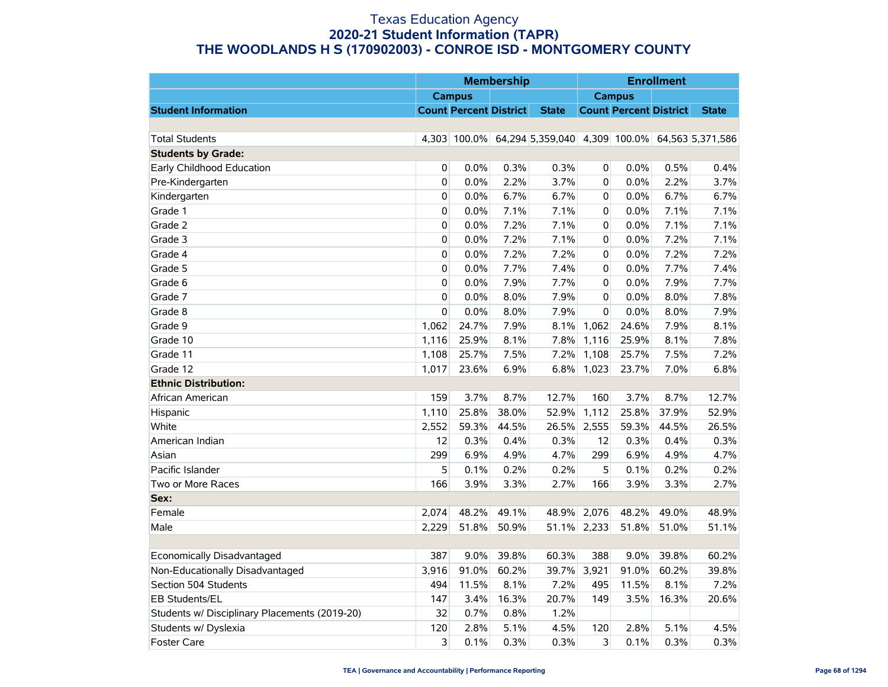# Texas Education Agency
## 2020-21 Student Information (TAPR)
## THE WOODLANDS H S (170902003) - CONROE ISD - MONTGOMERY COUNTY

| | Membership | | | | Enrollment | | | |
|---|---|---|---|---|---|---|---|---|
| | Campus | | | | Campus | | | |
| **Student Information** | **Count** | **Percent** | **District** | **State** | **Count** | **Percent** | **District** | **State** |
| | | | | | | | | |
| Total Students | 4,303 | 100.0% | 64,294 | 5,359,040 | 4,309 | 100.0% | 64,563 | 5,371,586 |
| **Students by Grade:** | | | | | | | | |
| Early Childhood Education | 0 | 0.0% | 0.3% | 0.3% | 0 | 0.0% | 0.5% | 0.4% |
| Pre-Kindergarten | 0 | 0.0% | 2.2% | 3.7% | 0 | 0.0% | 2.2% | 3.7% |
| Kindergarten | 0 | 0.0% | 6.7% | 6.7% | 0 | 0.0% | 6.7% | 6.7% |
| Grade 1 | 0 | 0.0% | 7.1% | 7.1% | 0 | 0.0% | 7.1% | 7.1% |
| Grade 2 | 0 | 0.0% | 7.2% | 7.1% | 0 | 0.0% | 7.1% | 7.1% |
| Grade 3 | 0 | 0.0% | 7.2% | 7.1% | 0 | 0.0% | 7.2% | 7.1% |
| Grade 4 | 0 | 0.0% | 7.2% | 7.2% | 0 | 0.0% | 7.2% | 7.2% |
| Grade 5 | 0 | 0.0% | 7.7% | 7.4% | 0 | 0.0% | 7.7% | 7.4% |
| Grade 6 | 0 | 0.0% | 7.9% | 7.7% | 0 | 0.0% | 7.9% | 7.7% |
| Grade 7 | 0 | 0.0% | 8.0% | 7.9% | 0 | 0.0% | 8.0% | 7.8% |
| Grade 8 | 0 | 0.0% | 8.0% | 7.9% | 0 | 0.0% | 8.0% | 7.9% |
| Grade 9 | 1,062 | 24.7% | 7.9% | 8.1% | 1,062 | 24.6% | 7.9% | 8.1% |
| Grade 10 | 1,116 | 25.9% | 8.1% | 7.8% | 1,116 | 25.9% | 8.1% | 7.8% |
| Grade 11 | 1,108 | 25.7% | 7.5% | 7.2% | 1,108 | 25.7% | 7.5% | 7.2% |
| Grade 12 | 1,017 | 23.6% | 6.9% | 6.8% | 1,023 | 23.7% | 7.0% | 6.8% |
| **Ethnic Distribution:** | | | | | | | | |
| African American | 159 | 3.7% | 8.7% | 12.7% | 160 | 3.7% | 8.7% | 12.7% |
| Hispanic | 1,110 | 25.8% | 38.0% | 52.9% | 1,112 | 25.8% | 37.9% | 52.9% |
| White | 2,552 | 59.3% | 44.5% | 26.5% | 2,555 | 59.3% | 44.5% | 26.5% |
| American Indian | 12 | 0.3% | 0.4% | 0.3% | 12 | 0.3% | 0.4% | 0.3% |
| Asian | 299 | 6.9% | 4.9% | 4.7% | 299 | 6.9% | 4.9% | 4.7% |
| Pacific Islander | 5 | 0.1% | 0.2% | 0.2% | 5 | 0.1% | 0.2% | 0.2% |
| Two or More Races | 166 | 3.9% | 3.3% | 2.7% | 166 | 3.9% | 3.3% | 2.7% |
| **Sex:** | | | | | | | | |
| Female | 2,074 | 48.2% | 49.1% | 48.9% | 2,076 | 48.2% | 49.0% | 48.9% |
| Male | 2,229 | 51.8% | 50.9% | 51.1% | 2,233 | 51.8% | 51.0% | 51.1% |
| | | | | | | | | |
| Economically Disadvantaged | 387 | 9.0% | 39.8% | 60.3% | 388 | 9.0% | 39.8% | 60.2% |
| Non-Educationally Disadvantaged | 3,916 | 91.0% | 60.2% | 39.7% | 3,921 | 91.0% | 60.2% | 39.8% |
| Section 504 Students | 494 | 11.5% | 8.1% | 7.2% | 495 | 11.5% | 8.1% | 7.2% |
| EB Students/EL | 147 | 3.4% | 16.3% | 20.7% | 149 | 3.5% | 16.3% | 20.6% |
| Students w/ Disciplinary Placements (2019-20) | 32 | 0.7% | 0.8% | 1.2% | | | | |
| Students w/ Dyslexia | 120 | 2.8% | 5.1% | 4.5% | 120 | 2.8% | 5.1% | 4.5% |
| Foster Care | 3 | 0.1% | 0.3% | 0.3% | 3 | 0.1% | 0.3% | 0.3% |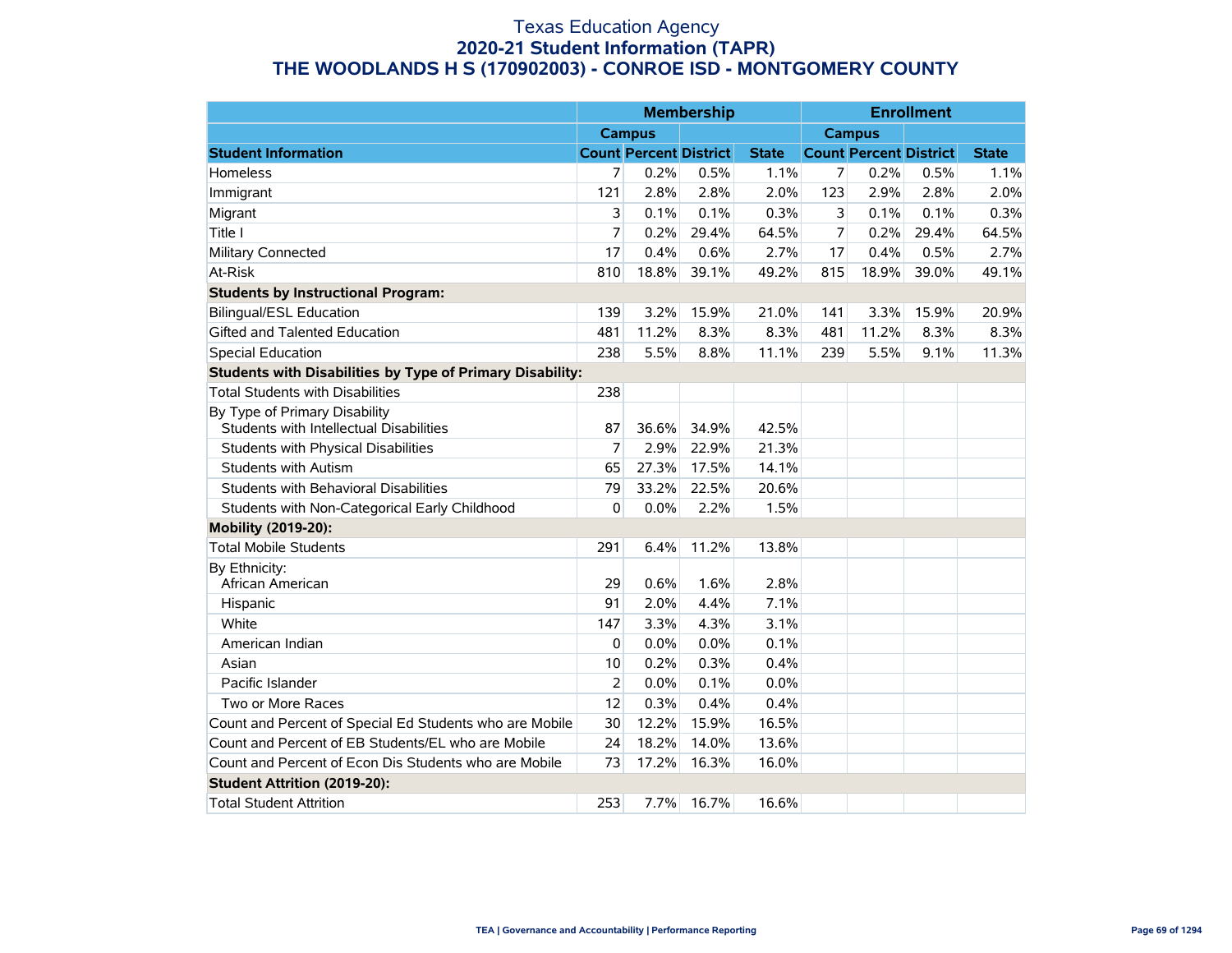# Texas Education Agency
## 2020-21 Student Information (TAPR)
## THE WOODLANDS H S (170902003) - CONROE ISD - MONTGOMERY COUNTY

| | Membership | | | | Enrollment | | | |
|---|---|---|---|---|---|---|---|---|
| | Campus | | | | Campus | | | |
| **Student Information** | **Count** | **Percent** | **District** | **State** | **Count** | **Percent** | **District** | **State** |
| Homeless | 7 | 0.2% | 0.5% | 1.1% | 7 | 0.2% | 0.5% | 1.1% |
| Immigrant | 121 | 2.8% | 2.8% | 2.0% | 123 | 2.9% | 2.8% | 2.0% |
| Migrant | 3 | 0.1% | 0.1% | 0.3% | 3 | 0.1% | 0.1% | 0.3% |
| Title I | 7 | 0.2% | 29.4% | 64.5% | 7 | 0.2% | 29.4% | 64.5% |
| Military Connected | 17 | 0.4% | 0.6% | 2.7% | 17 | 0.4% | 0.5% | 2.7% |
| At-Risk | 810 | 18.8% | 39.1% | 49.2% | 815 | 18.9% | 39.0% | 49.1% |
| **Students by Instructional Program:** | | | | | | | | |
| Bilingual/ESL Education | 139 | 3.2% | 15.9% | 21.0% | 141 | 3.3% | 15.9% | 20.9% |
| Gifted and Talented Education | 481 | 11.2% | 8.3% | 8.3% | 481 | 11.2% | 8.3% | 8.3% |
| Special Education | 238 | 5.5% | 8.8% | 11.1% | 239 | 5.5% | 9.1% | 11.3% |
| **Students with Disabilities by Type of Primary Disability:** | | | | | | | | |
| Total Students with Disabilities | 238 | | | | | | | |
| By Type of Primary Disability | | | | | | | | |
| Students with Intellectual Disabilities | 87 | 36.6% | 34.9% | 42.5% | | | | |
| Students with Physical Disabilities | 7 | 2.9% | 22.9% | 21.3% | | | | |
| Students with Autism | 65 | 27.3% | 17.5% | 14.1% | | | | |
| Students with Behavioral Disabilities | 79 | 33.2% | 22.5% | 20.6% | | | | |
| Students with Non-Categorical Early Childhood | 0 | 0.0% | 2.2% | 1.5% | | | | |
| **Mobility (2019-20):** | | | | | | | | |
| Total Mobile Students | 291 | 6.4% | 11.2% | 13.8% | | | | |
| By Ethnicity: | | | | | | | | |
| African American | 29 | 0.6% | 1.6% | 2.8% | | | | |
| Hispanic | 91 | 2.0% | 4.4% | 7.1% | | | | |
| White | 147 | 3.3% | 4.3% | 3.1% | | | | |
| American Indian | 0 | 0.0% | 0.0% | 0.1% | | | | |
| Asian | 10 | 0.2% | 0.3% | 0.4% | | | | |
| Pacific Islander | 2 | 0.0% | 0.1% | 0.0% | | | | |
| Two or More Races | 12 | 0.3% | 0.4% | 0.4% | | | | |
| Count and Percent of Special Ed Students who are Mobile | 30 | 12.2% | 15.9% | 16.5% | | | | |
| Count and Percent of EB Students/EL who are Mobile | 24 | 18.2% | 14.0% | 13.6% | | | | |
| Count and Percent of Econ Dis Students who are Mobile | 73 | 17.2% | 16.3% | 16.0% | | | | |
| **Student Attrition (2019-20):** | | | | | | | | |
| Total Student Attrition | 253 | 7.7% | 16.7% | 16.6% | | | | |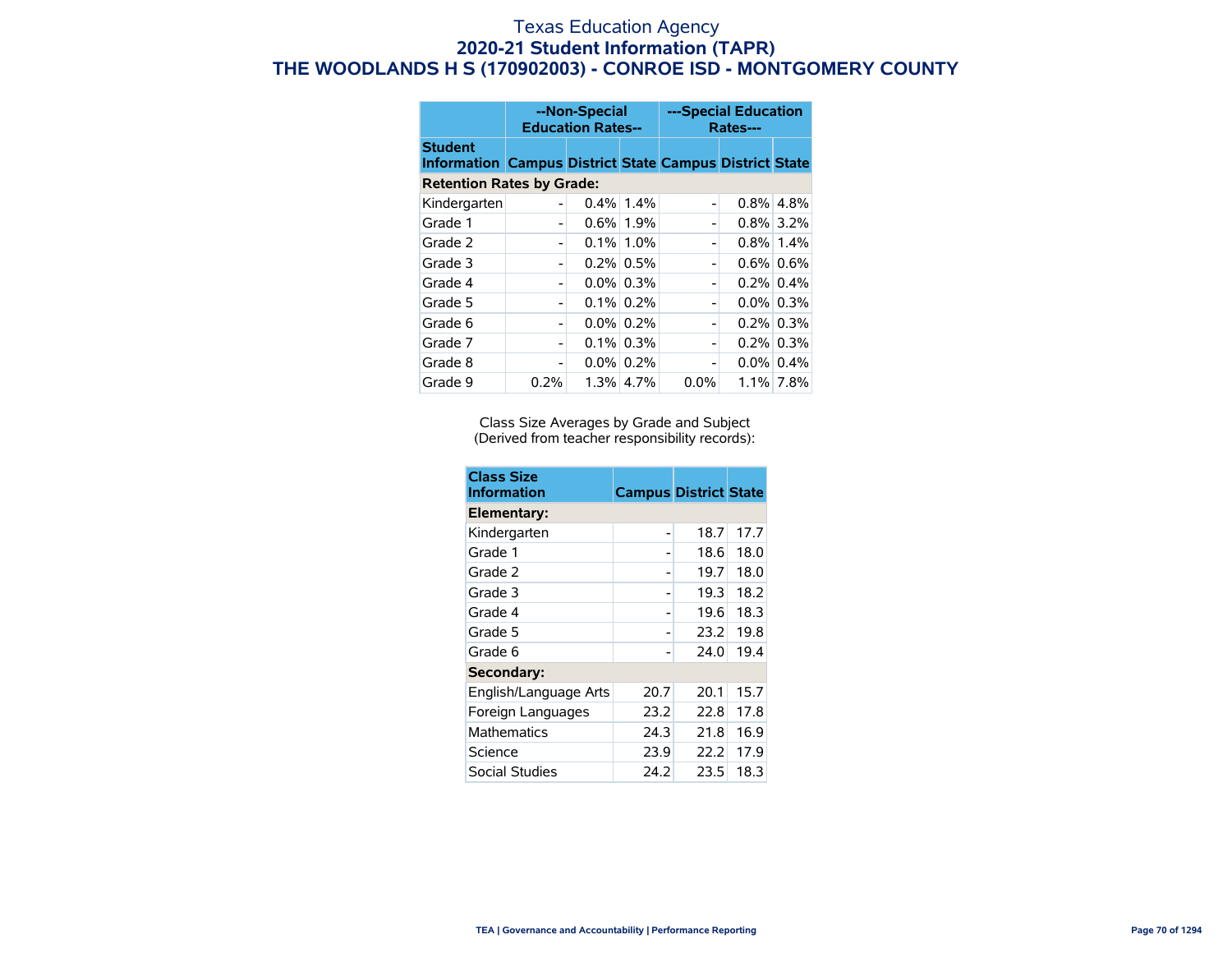# Texas Education Agency
## 2020-21 Student Information (TAPR)
## THE WOODLANDS H S (170902003) - CONROE ISD - MONTGOMERY COUNTY

| | --Non-Special Education Rates-- | | | ---Special Education Rates--- | | |
|---|---|---|---|---|---|---|
| **Student Information** | **Campus** | **District** | **State** | **Campus** | **District** | **State** |
| **Retention Rates by Grade:** | | | | | | |
| Kindergarten | - | 0.4% | 1.4% | - | 0.8% | 4.8% |
| Grade 1 | - | 0.6% | 1.9% | - | 0.8% | 3.2% |
| Grade 2 | - | 0.1% | 1.0% | - | 0.8% | 1.4% |
| Grade 3 | - | 0.2% | 0.5% | - | 0.6% | 0.6% |
| Grade 4 | - | 0.0% | 0.3% | - | 0.2% | 0.4% |
| Grade 5 | - | 0.1% | 0.2% | - | 0.0% | 0.3% |
| Grade 6 | - | 0.0% | 0.2% | - | 0.2% | 0.3% |
| Grade 7 | - | 0.1% | 0.3% | - | 0.2% | 0.3% |
| Grade 8 | - | 0.0% | 0.2% | - | 0.0% | 0.4% |
| Grade 9 | 0.2% | 1.3% | 4.7% | 0.0% | 1.1% | 7.8% |

Class Size Averages by Grade and Subject
(Derived from teacher responsibility records):

| Class Size Information | Campus | District | State |
|---|---|---|---|
| **Elementary:** | | | |
| Kindergarten | - | 18.7 | 17.7 |
| Grade 1 | - | 18.6 | 18.0 |
| Grade 2 | - | 19.7 | 18.0 |
| Grade 3 | - | 19.3 | 18.2 |
| Grade 4 | - | 19.6 | 18.3 |
| Grade 5 | - | 23.2 | 19.8 |
| Grade 6 | - | 24.0 | 19.4 |
| **Secondary:** | | | |
| English/Language Arts | 20.7 | 20.1 | 15.7 |
| Foreign Languages | 23.2 | 22.8 | 17.8 |
| Mathematics | 24.3 | 21.8 | 16.9 |
| Science | 23.9 | 22.2 | 17.9 |
| Social Studies | 24.2 | 23.5 | 18.3 |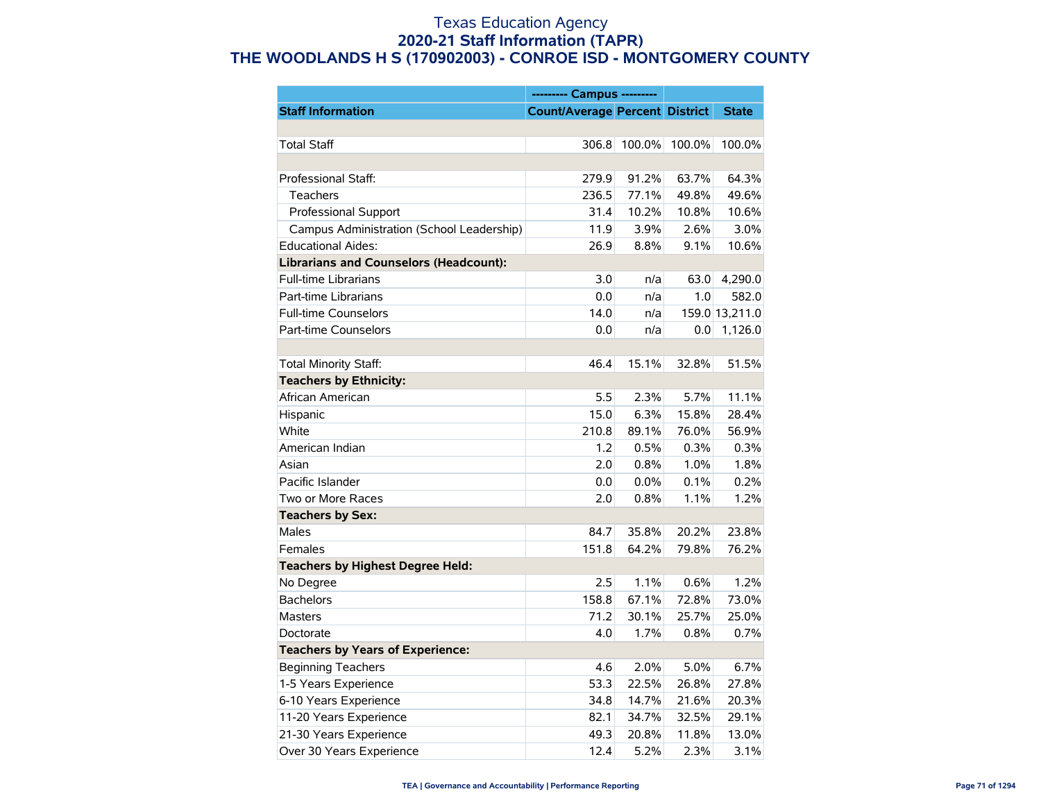# Texas Education Agency
## 2020-21 Staff Information (TAPR)
## THE WOODLANDS H S (170902003) - CONROE ISD - MONTGOMERY COUNTY

| | --------- Campus --------- | | | |
|---|---|---|---|---|
| **Staff Information** | **Count/Average** | **Percent** | **District** | **State** |
| | | | | |
| Total Staff | 306.8 | 100.0% | 100.0% | 100.0% |
| | | | | |
| Professional Staff: | 279.9 | 91.2% | 63.7% | 64.3% |
| Teachers | 236.5 | 77.1% | 49.8% | 49.6% |
| Professional Support | 31.4 | 10.2% | 10.8% | 10.6% |
| Campus Administration (School Leadership) | 11.9 | 3.9% | 2.6% | 3.0% |
| Educational Aides: | 26.9 | 8.8% | 9.1% | 10.6% |
| **Librarians and Counselors (Headcount):** | | | | |
| Full-time Librarians | 3.0 | n/a | 63.0 | 4,290.0 |
| Part-time Librarians | 0.0 | n/a | 1.0 | 582.0 |
| Full-time Counselors | 14.0 | n/a | 159.0 | 13,211.0 |
| Part-time Counselors | 0.0 | n/a | 0.0 | 1,126.0 |
| | | | | |
| Total Minority Staff: | 46.4 | 15.1% | 32.8% | 51.5% |
| **Teachers by Ethnicity:** | | | | |
| African American | 5.5 | 2.3% | 5.7% | 11.1% |
| Hispanic | 15.0 | 6.3% | 15.8% | 28.4% |
| White | 210.8 | 89.1% | 76.0% | 56.9% |
| American Indian | 1.2 | 0.5% | 0.3% | 0.3% |
| Asian | 2.0 | 0.8% | 1.0% | 1.8% |
| Pacific Islander | 0.0 | 0.0% | 0.1% | 0.2% |
| Two or More Races | 2.0 | 0.8% | 1.1% | 1.2% |
| **Teachers by Sex:** | | | | |
| Males | 84.7 | 35.8% | 20.2% | 23.8% |
| Females | 151.8 | 64.2% | 79.8% | 76.2% |
| **Teachers by Highest Degree Held:** | | | | |
| No Degree | 2.5 | 1.1% | 0.6% | 1.2% |
| Bachelors | 158.8 | 67.1% | 72.8% | 73.0% |
| Masters | 71.2 | 30.1% | 25.7% | 25.0% |
| Doctorate | 4.0 | 1.7% | 0.8% | 0.7% |
| **Teachers by Years of Experience:** | | | | |
| Beginning Teachers | 4.6 | 2.0% | 5.0% | 6.7% |
| 1-5 Years Experience | 53.3 | 22.5% | 26.8% | 27.8% |
| 6-10 Years Experience | 34.8 | 14.7% | 21.6% | 20.3% |
| 11-20 Years Experience | 82.1 | 34.7% | 32.5% | 29.1% |
| 21-30 Years Experience | 49.3 | 20.8% | 11.8% | 13.0% |
| Over 30 Years Experience | 12.4 | 5.2% | 2.3% | 3.1% |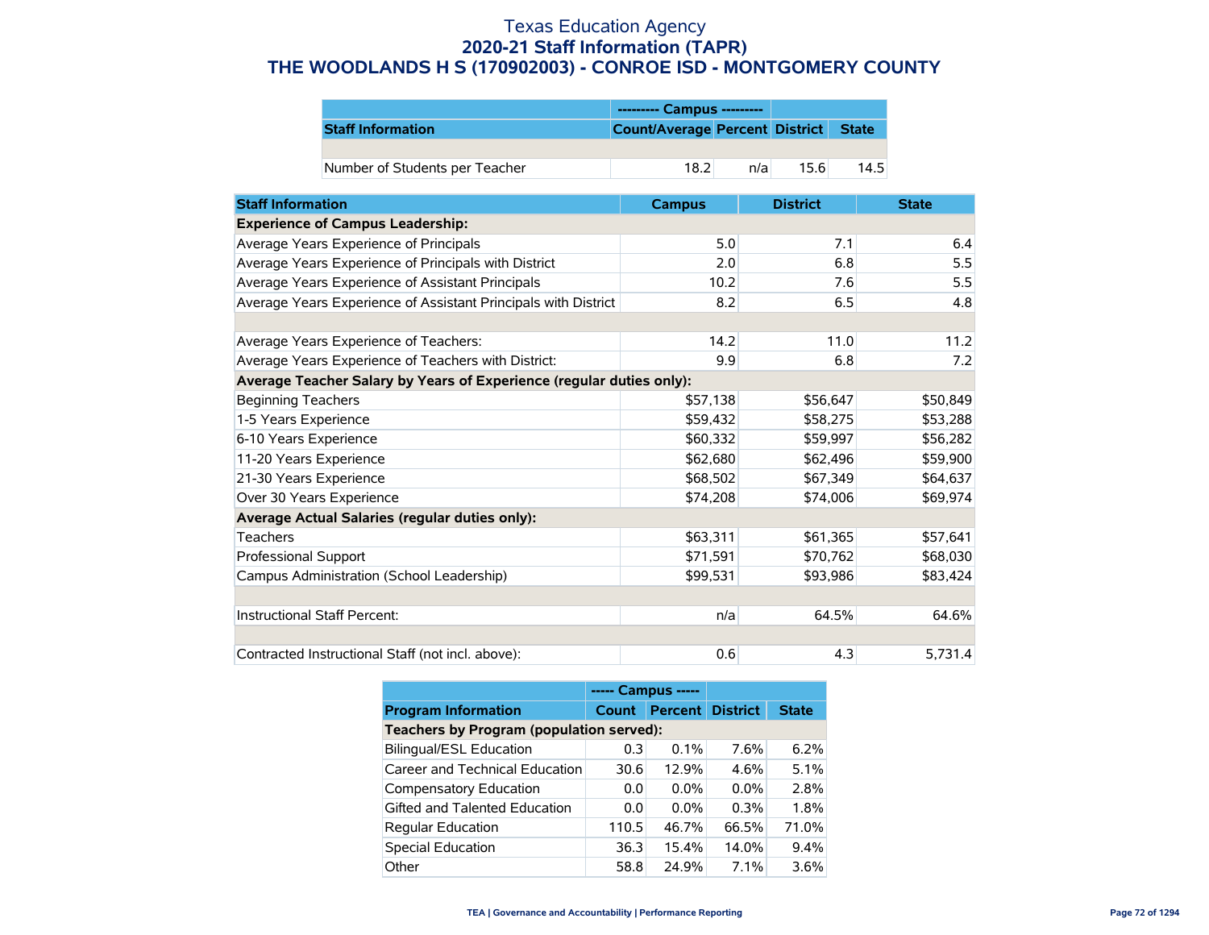# Texas Education Agency
## 2020-21 Staff Information (TAPR)
## THE WOODLANDS H S (170902003) - CONROE ISD - MONTGOMERY COUNTY

| | --------- Campus --------- | | | |
|---|---|---|---|---|
| **Staff Information** | **Count/Average** | **Percent** | **District** | **State** |
| | | | | |
| Number of Students per Teacher | 18.2 | n/a | 15.6 | 14.5 |

| **Staff Information** | **Campus** | **District** | **State** |
|---|---|---|---|
| **Experience of Campus Leadership:** | | | |
| Average Years Experience of Principals | 5.0 | 7.1 | 6.4 |
| Average Years Experience of Principals with District | 2.0 | 6.8 | 5.5 |
| Average Years Experience of Assistant Principals | 10.2 | 7.6 | 5.5 |
| Average Years Experience of Assistant Principals with District | 8.2 | 6.5 | 4.8 |
| | | | |
| Average Years Experience of Teachers: | 14.2 | 11.0 | 11.2 |
| Average Years Experience of Teachers with District: | 9.9 | 6.8 | 7.2 |
| **Average Teacher Salary by Years of Experience (regular duties only):** | | | |
| Beginning Teachers | $57,138 | $56,647 | $50,849 |
| 1-5 Years Experience | $59,432 | $58,275 | $53,288 |
| 6-10 Years Experience | $60,332 | $59,997 | $56,282 |
| 11-20 Years Experience | $62,680 | $62,496 | $59,900 |
| 21-30 Years Experience | $68,502 | $67,349 | $64,637 |
| Over 30 Years Experience | $74,208 | $74,006 | $69,974 |
| **Average Actual Salaries (regular duties only):** | | | |
| Teachers | $63,311 | $61,365 | $57,641 |
| Professional Support | $71,591 | $70,762 | $68,030 |
| Campus Administration (School Leadership) | $99,531 | $93,986 | $83,424 |
| | | | |
| Instructional Staff Percent: | n/a | 64.5% | 64.6% |
| | | | |
| Contracted Instructional Staff (not incl. above): | 0.6 | 4.3 | 5,731.4 |

| | ----- Campus ----- | | | |
|---|---|---|---|---|
| **Program Information** | **Count** | **Percent** | **District** | **State** |
| **Teachers by Program (population served):** | | | | |
| Bilingual/ESL Education | 0.3 | 0.1% | 7.6% | 6.2% |
| Career and Technical Education | 30.6 | 12.9% | 4.6% | 5.1% |
| Compensatory Education | 0.0 | 0.0% | 0.0% | 2.8% |
| Gifted and Talented Education | 0.0 | 0.0% | 0.3% | 1.8% |
| Regular Education | 110.5 | 46.7% | 66.5% | 71.0% |
| Special Education | 36.3 | 15.4% | 14.0% | 9.4% |
| Other | 58.8 | 24.9% | 7.1% | 3.6% |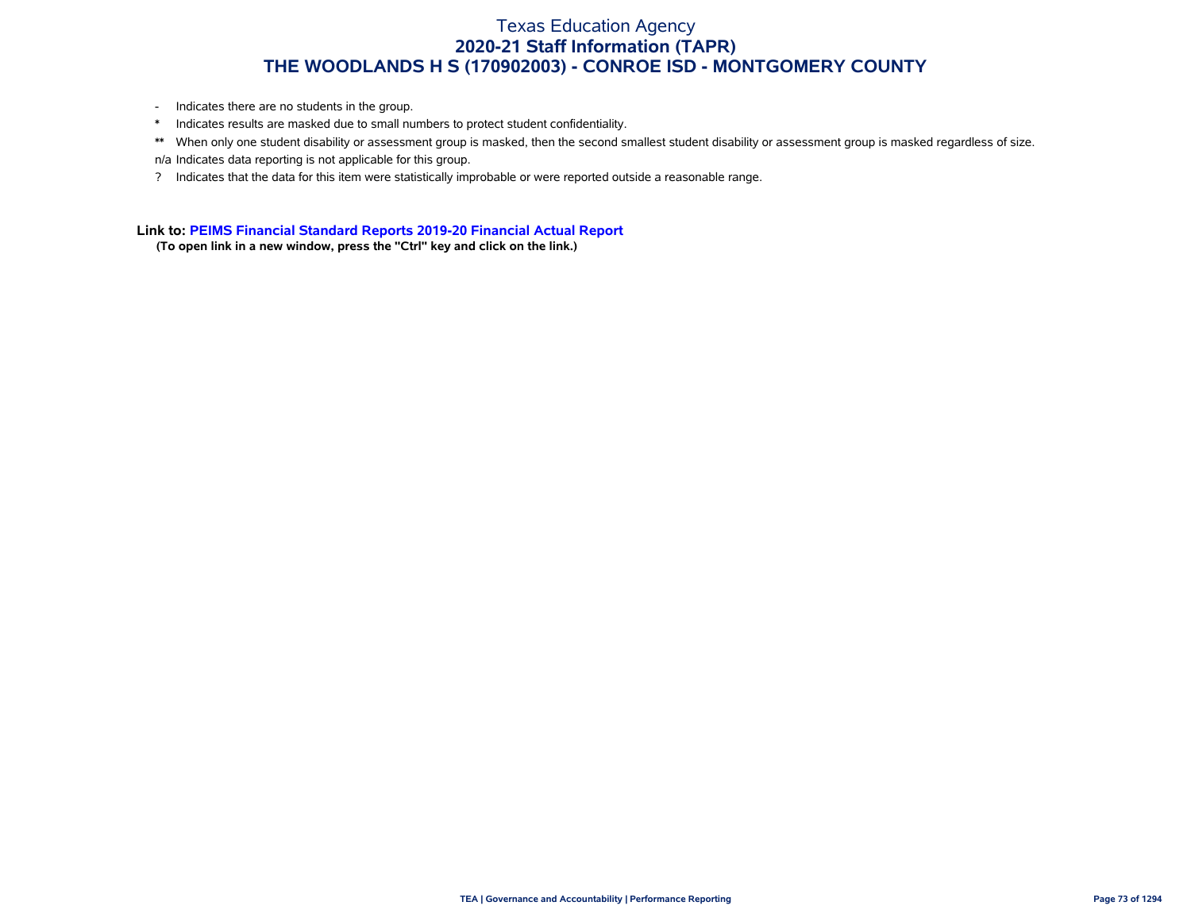- Indicates there are no students in the group.

* Indicates results are masked due to small numbers to protect student confidentiality.

** When only one student disability or assessment group is masked, then the second smallest student disability or assessment group is masked regardless of size.

n/a Indicates data reporting is not applicable for this group.

? Indicates that the data for this item were statistically improbable or were reported outside a reasonable range.

**Link to: PEIMS Financial Standard Reports 2019-20 Financial Actual Report**

**(To open link in a new window, press the "Ctrl" key and click on the link.)**